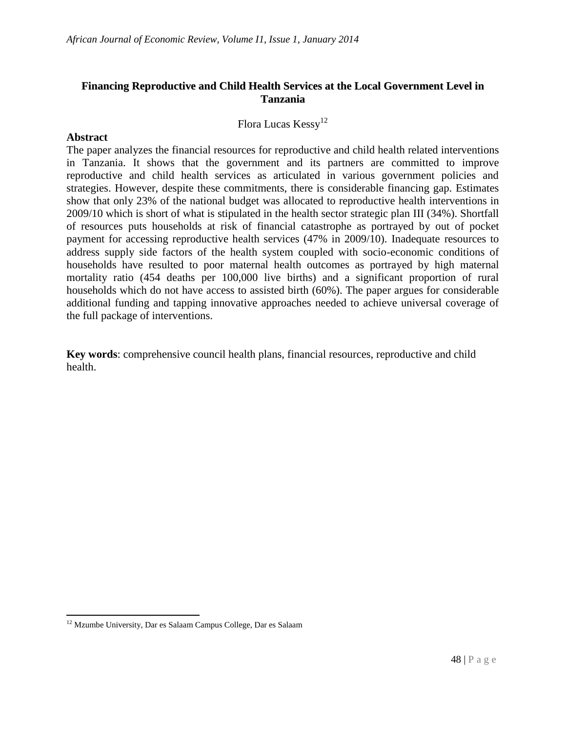# Financing Reproductive and Child Health Services at the Local Government Level in Tanzania

Flora Lucas Kessy[12]

## Abstract

The paper analyzes the financial resources for reproductive and child health related interventions in Tanzania. It shows that the government and its partners are committed to improve reproductive and child health services as articulated in various government policies and strategies. However, despite these commitments, there is considerable financing gap. Estimates show that only 23% of the national budget was allocated to reproductive health interventions in 2009/10 which is short of what is stipulated in the health sector strategic plan III (34%). Shortfall of resources puts households at risk of financial catastrophe as portrayed by out of pocket payment for accessing reproductive health services (47% in 2009/10). Inadequate resources to address supply side factors of the health system coupled with socio-economic conditions of households have resulted to poor maternal health outcomes as portrayed by high maternal mortality ratio (454 deaths per 100,000 live births) and a significant proportion of rural households which do not have access to assisted birth (60%). The paper argues for considerable additional funding and tapping innovative approaches needed to achieve universal coverage of the full package of interventions.

**Key words**: comprehensive council health plans, financial resources, reproductive and child health.

[12] Mzumbe University, Dar es Salaam Campus College, Dar es Salaam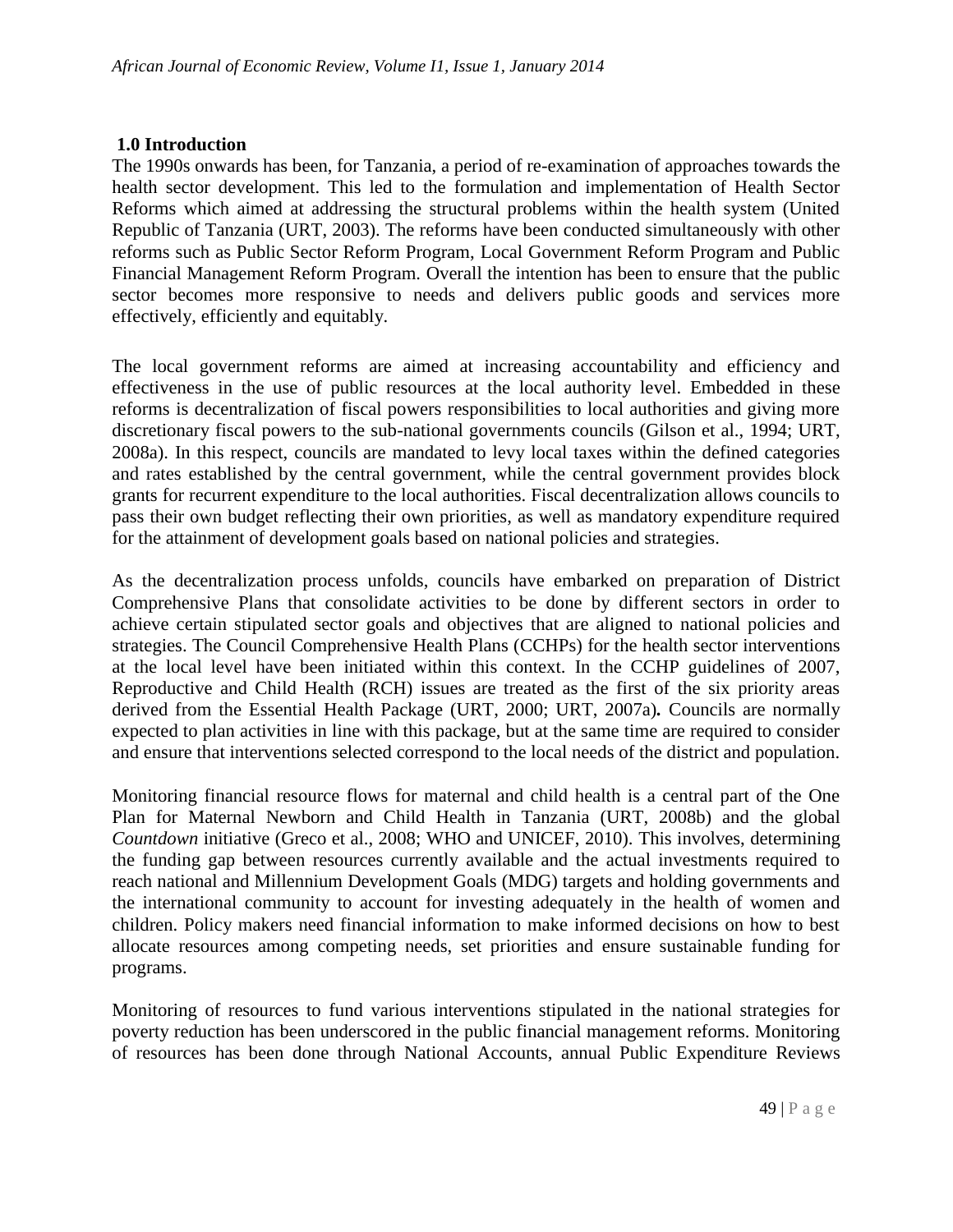## 1.0 Introduction

The 1990s onwards has been, for Tanzania, a period of re-examination of approaches towards the health sector development. This led to the formulation and implementation of Health Sector Reforms which aimed at addressing the structural problems within the health system (United Republic of Tanzania (URT, 2003). The reforms have been conducted simultaneously with other reforms such as Public Sector Reform Program, Local Government Reform Program and Public Financial Management Reform Program. Overall the intention has been to ensure that the public sector becomes more responsive to needs and delivers public goods and services more effectively, efficiently and equitably.

The local government reforms are aimed at increasing accountability and efficiency and effectiveness in the use of public resources at the local authority level. Embedded in these reforms is decentralization of fiscal powers responsibilities to local authorities and giving more discretionary fiscal powers to the sub-national governments councils (Gilson et al., 1994; URT, 2008a). In this respect, councils are mandated to levy local taxes within the defined categories and rates established by the central government, while the central government provides block grants for recurrent expenditure to the local authorities. Fiscal decentralization allows councils to pass their own budget reflecting their own priorities, as well as mandatory expenditure required for the attainment of development goals based on national policies and strategies.

As the decentralization process unfolds, councils have embarked on preparation of District Comprehensive Plans that consolidate activities to be done by different sectors in order to achieve certain stipulated sector goals and objectives that are aligned to national policies and strategies. The Council Comprehensive Health Plans (CCHPs) for the health sector interventions at the local level have been initiated within this context. In the CCHP guidelines of 2007, Reproductive and Child Health (RCH) issues are treated as the first of the six priority areas derived from the Essential Health Package (URT, 2000; URT, 2007a)**.** Councils are normally expected to plan activities in line with this package, but at the same time are required to consider and ensure that interventions selected correspond to the local needs of the district and population.

Monitoring financial resource flows for maternal and child health is a central part of the One Plan for Maternal Newborn and Child Health in Tanzania (URT, 2008b) and the global *Countdown* initiative (Greco et al., 2008; WHO and UNICEF, 2010). This involves, determining the funding gap between resources currently available and the actual investments required to reach national and Millennium Development Goals (MDG) targets and holding governments and the international community to account for investing adequately in the health of women and children. Policy makers need financial information to make informed decisions on how to best allocate resources among competing needs, set priorities and ensure sustainable funding for programs.

Monitoring of resources to fund various interventions stipulated in the national strategies for poverty reduction has been underscored in the public financial management reforms. Monitoring of resources has been done through National Accounts, annual Public Expenditure Reviews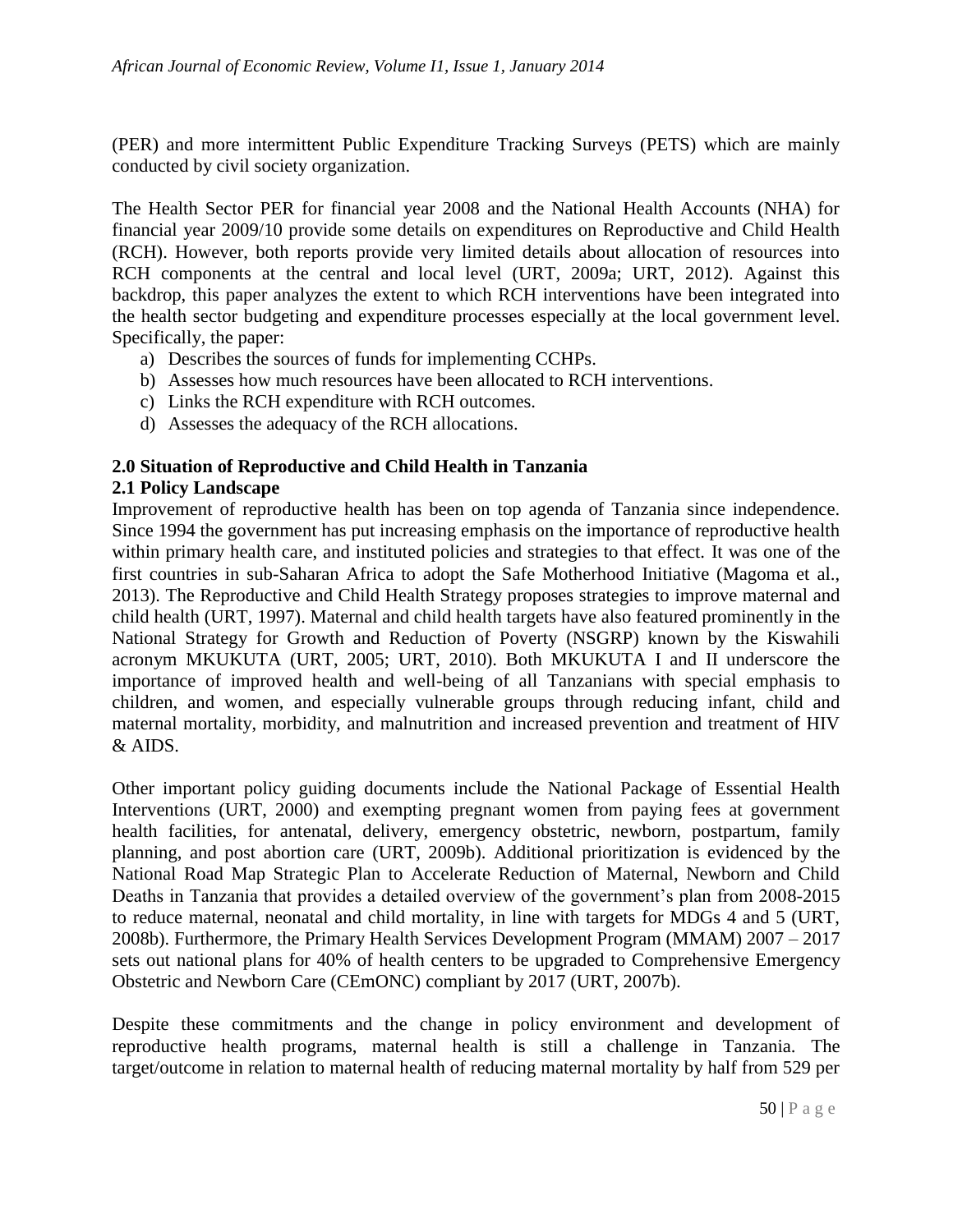(PER) and more intermittent Public Expenditure Tracking Surveys (PETS) which are mainly conducted by civil society organization.

The Health Sector PER for financial year 2008 and the National Health Accounts (NHA) for financial year 2009/10 provide some details on expenditures on Reproductive and Child Health (RCH). However, both reports provide very limited details about allocation of resources into RCH components at the central and local level (URT, 2009a; URT, 2012). Against this backdrop, this paper analyzes the extent to which RCH interventions have been integrated into the health sector budgeting and expenditure processes especially at the local government level. Specifically, the paper:

a) Describes the sources of funds for implementing CCHPs.
b) Assesses how much resources have been allocated to RCH interventions.
c) Links the RCH expenditure with RCH outcomes.
d) Assesses the adequacy of the RCH allocations.

## 2.0 Situation of Reproductive and Child Health in Tanzania

### 2.1 Policy Landscape

Improvement of reproductive health has been on top agenda of Tanzania since independence. Since 1994 the government has put increasing emphasis on the importance of reproductive health within primary health care, and instituted policies and strategies to that effect. It was one of the first countries in sub-Saharan Africa to adopt the Safe Motherhood Initiative (Magoma et al., 2013). The Reproductive and Child Health Strategy proposes strategies to improve maternal and child health (URT, 1997). Maternal and child health targets have also featured prominently in the National Strategy for Growth and Reduction of Poverty (NSGRP) known by the Kiswahili acronym MKUKUTA (URT, 2005; URT, 2010). Both MKUKUTA I and II underscore the importance of improved health and well-being of all Tanzanians with special emphasis to children, and women, and especially vulnerable groups through reducing infant, child and maternal mortality, morbidity, and malnutrition and increased prevention and treatment of HIV & AIDS.

Other important policy guiding documents include the National Package of Essential Health Interventions (URT, 2000) and exempting pregnant women from paying fees at government health facilities, for antenatal, delivery, emergency obstetric, newborn, postpartum, family planning, and post abortion care (URT, 2009b). Additional prioritization is evidenced by the National Road Map Strategic Plan to Accelerate Reduction of Maternal, Newborn and Child Deaths in Tanzania that provides a detailed overview of the government's plan from 2008-2015 to reduce maternal, neonatal and child mortality, in line with targets for MDGs 4 and 5 (URT, 2008b). Furthermore, the Primary Health Services Development Program (MMAM) 2007 – 2017 sets out national plans for 40% of health centers to be upgraded to Comprehensive Emergency Obstetric and Newborn Care (CEmONC) compliant by 2017 (URT, 2007b).

Despite these commitments and the change in policy environment and development of reproductive health programs, maternal health is still a challenge in Tanzania. The target/outcome in relation to maternal health of reducing maternal mortality by half from 529 per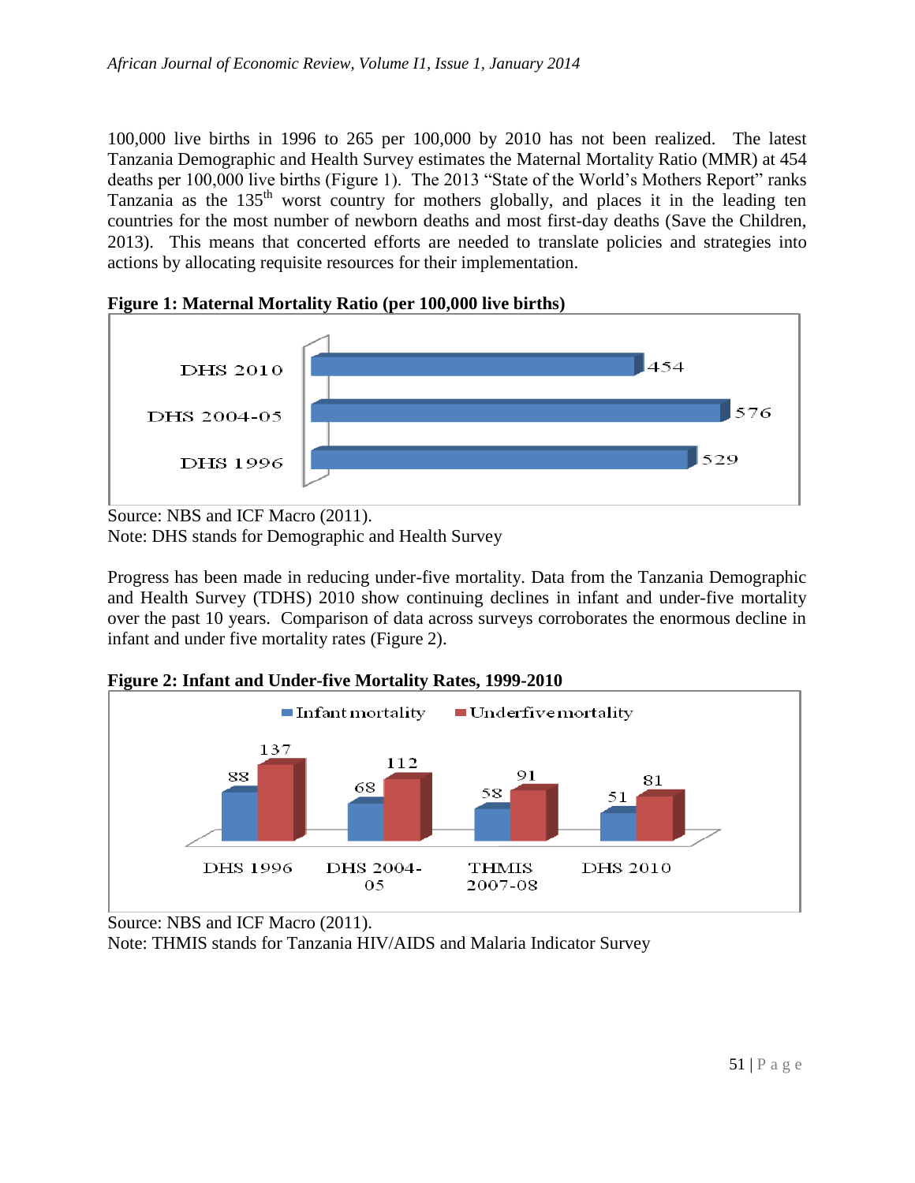100,000 live births in 1996 to 265 per 100,000 by 2010 has not been realized. The latest Tanzania Demographic and Health Survey estimates the Maternal Mortality Ratio (MMR) at 454 deaths per 100,000 live births (Figure 1). The 2013 "State of the World's Mothers Report" ranks Tanzania as the 135th worst country for mothers globally, and places it in the leading ten countries for the most number of newborn deaths and most first-day deaths (Save the Children, 2013). This means that concerted efforts are needed to translate policies and strategies into actions by allocating requisite resources for their implementation.

**Figure 1: Maternal Mortality Ratio (per 100,000 live births)**

| Survey | MMR |
|---|---|
| DHS 2010 | 454 |
| DHS 2004-05 | 576 |
| DHS 1996 | 529 |

Source: NBS and ICF Macro (2011).
Note: DHS stands for Demographic and Health Survey

Progress has been made in reducing under-five mortality. Data from the Tanzania Demographic and Health Survey (TDHS) 2010 show continuing declines in infant and under-five mortality over the past 10 years. Comparison of data across surveys corroborates the enormous decline in infant and under five mortality rates (Figure 2).

**Figure 2: Infant and Under-five Mortality Rates, 1999-2010**

| Survey | Infant mortality | Underfive mortality |
|---|---|---|
| DHS 1996 | 88 | 137 |
| DHS 2004-05 | 68 | 112 |
| THMIS 2007-08 | 58 | 91 |
| DHS 2010 | 51 | 81 |

Source: NBS and ICF Macro (2011).
Note: THMIS stands for Tanzania HIV/AIDS and Malaria Indicator Survey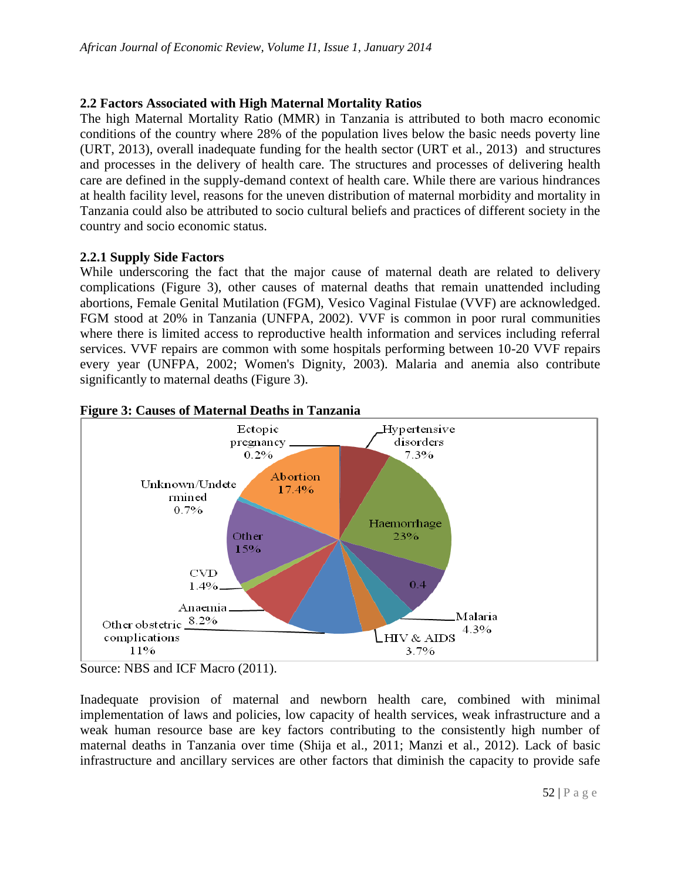## 2.2 Factors Associated with High Maternal Mortality Ratios

The high Maternal Mortality Ratio (MMR) in Tanzania is attributed to both macro economic conditions of the country where 28% of the population lives below the basic needs poverty line (URT, 2013), overall inadequate funding for the health sector (URT et al., 2013) and structures and processes in the delivery of health care. The structures and processes of delivering health care are defined in the supply-demand context of health care. While there are various hindrances at health facility level, reasons for the uneven distribution of maternal morbidity and mortality in Tanzania could also be attributed to socio cultural beliefs and practices of different society in the country and socio economic status.

### 2.2.1 Supply Side Factors

While underscoring the fact that the major cause of maternal death are related to delivery complications (Figure 3), other causes of maternal deaths that remain unattended including abortions, Female Genital Mutilation (FGM), Vesico Vaginal Fistulae (VVF) are acknowledged. FGM stood at 20% in Tanzania (UNFPA, 2002). VVF is common in poor rural communities where there is limited access to reproductive health information and services including referral services. VVF repairs are common with some hospitals performing between 10-20 VVF repairs every year (UNFPA, 2002; Women's Dignity, 2003). Malaria and anemia also contribute significantly to maternal deaths (Figure 3).

**Figure 3: Causes of Maternal Deaths in Tanzania**

| Cause | Share |
|---|---|
| Ectopic pregnancy | 0.2% |
| Hypertensive disorders | 7.3% |
| Haemorrhage | 23% |
| (unlabelled) | 0.4 |
| Malaria | 4.3% |
| HIV & AIDS | 3.7% |
| Other obstetric complications | 11% |
| Anaemia | 8.2% |
| CVD | 1.4% |
| Other | 15% |
| Unknown/Undetermined | 0.7% |
| Abortion | 17.4% |

Source: NBS and ICF Macro (2011).

Inadequate provision of maternal and newborn health care, combined with minimal implementation of laws and policies, low capacity of health services, weak infrastructure and a weak human resource base are key factors contributing to the consistently high number of maternal deaths in Tanzania over time (Shija et al., 2011; Manzi et al., 2012). Lack of basic infrastructure and ancillary services are other factors that diminish the capacity to provide safe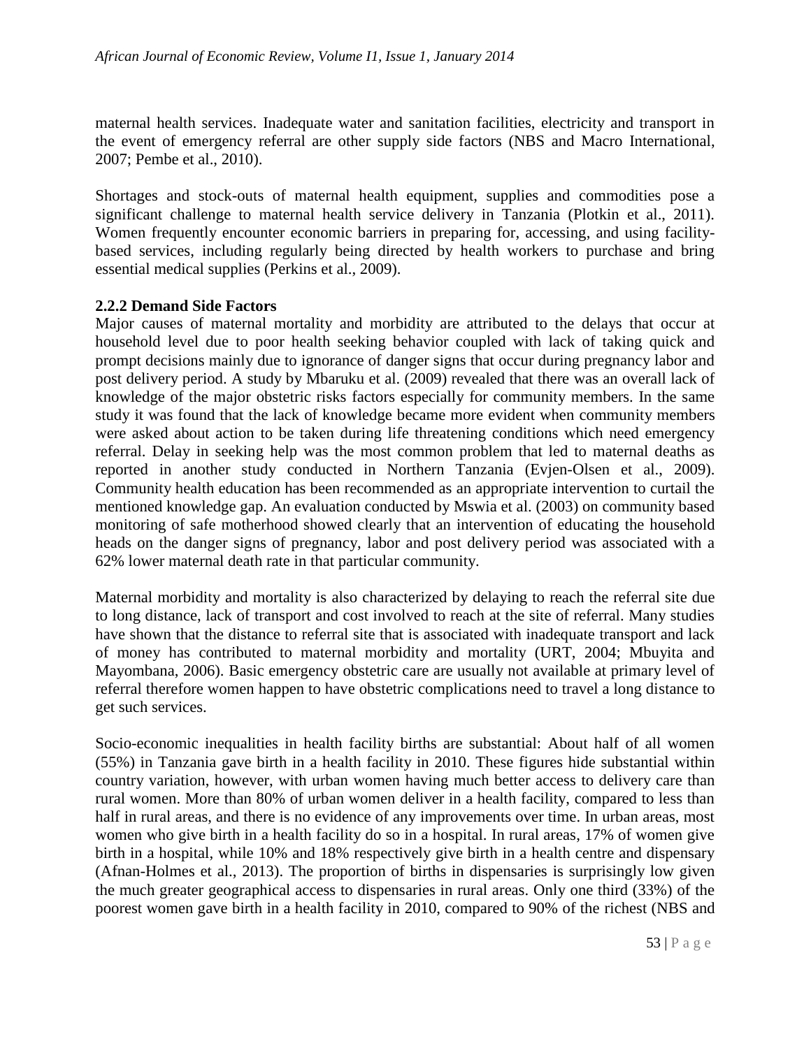maternal health services. Inadequate water and sanitation facilities, electricity and transport in the event of emergency referral are other supply side factors (NBS and Macro International, 2007; Pembe et al., 2010).

Shortages and stock-outs of maternal health equipment, supplies and commodities pose a significant challenge to maternal health service delivery in Tanzania (Plotkin et al., 2011). Women frequently encounter economic barriers in preparing for, accessing, and using facility-based services, including regularly being directed by health workers to purchase and bring essential medical supplies (Perkins et al., 2009).

### 2.2.2 Demand Side Factors

Major causes of maternal mortality and morbidity are attributed to the delays that occur at household level due to poor health seeking behavior coupled with lack of taking quick and prompt decisions mainly due to ignorance of danger signs that occur during pregnancy labor and post delivery period. A study by Mbaruku et al. (2009) revealed that there was an overall lack of knowledge of the major obstetric risks factors especially for community members. In the same study it was found that the lack of knowledge became more evident when community members were asked about action to be taken during life threatening conditions which need emergency referral. Delay in seeking help was the most common problem that led to maternal deaths as reported in another study conducted in Northern Tanzania (Evjen-Olsen et al., 2009). Community health education has been recommended as an appropriate intervention to curtail the mentioned knowledge gap. An evaluation conducted by Mswia et al. (2003) on community based monitoring of safe motherhood showed clearly that an intervention of educating the household heads on the danger signs of pregnancy, labor and post delivery period was associated with a 62% lower maternal death rate in that particular community.

Maternal morbidity and mortality is also characterized by delaying to reach the referral site due to long distance, lack of transport and cost involved to reach at the site of referral. Many studies have shown that the distance to referral site that is associated with inadequate transport and lack of money has contributed to maternal morbidity and mortality (URT, 2004; Mbuyita and Mayombana, 2006). Basic emergency obstetric care are usually not available at primary level of referral therefore women happen to have obstetric complications need to travel a long distance to get such services.

Socio-economic inequalities in health facility births are substantial: About half of all women (55%) in Tanzania gave birth in a health facility in 2010. These figures hide substantial within country variation, however, with urban women having much better access to delivery care than rural women. More than 80% of urban women deliver in a health facility, compared to less than half in rural areas, and there is no evidence of any improvements over time. In urban areas, most women who give birth in a health facility do so in a hospital. In rural areas, 17% of women give birth in a hospital, while 10% and 18% respectively give birth in a health centre and dispensary (Afnan-Holmes et al., 2013). The proportion of births in dispensaries is surprisingly low given the much greater geographical access to dispensaries in rural areas. Only one third (33%) of the poorest women gave birth in a health facility in 2010, compared to 90% of the richest (NBS and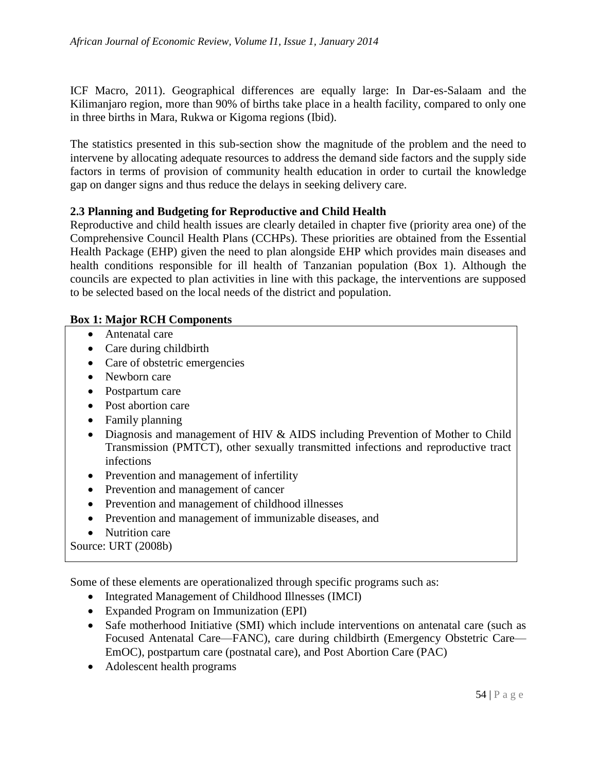ICF Macro, 2011). Geographical differences are equally large: In Dar-es-Salaam and the Kilimanjaro region, more than 90% of births take place in a health facility, compared to only one in three births in Mara, Rukwa or Kigoma regions (Ibid).

The statistics presented in this sub-section show the magnitude of the problem and the need to intervene by allocating adequate resources to address the demand side factors and the supply side factors in terms of provision of community health education in order to curtail the knowledge gap on danger signs and thus reduce the delays in seeking delivery care.

### 2.3 Planning and Budgeting for Reproductive and Child Health

Reproductive and child health issues are clearly detailed in chapter five (priority area one) of the Comprehensive Council Health Plans (CCHPs). These priorities are obtained from the Essential Health Package (EHP) given the need to plan alongside EHP which provides main diseases and health conditions responsible for ill health of Tanzanian population (Box 1). Although the councils are expected to plan activities in line with this package, the interventions are supposed to be selected based on the local needs of the district and population.

**Box 1: Major RCH Components**

- Antenatal care
- Care during childbirth
- Care of obstetric emergencies
- Newborn care
- Postpartum care
- Post abortion care
- Family planning
- Diagnosis and management of HIV & AIDS including Prevention of Mother to Child Transmission (PMTCT), other sexually transmitted infections and reproductive tract infections
- Prevention and management of infertility
- Prevention and management of cancer
- Prevention and management of childhood illnesses
- Prevention and management of immunizable diseases, and
- Nutrition care

Source: URT (2008b)

Some of these elements are operationalized through specific programs such as:

- Integrated Management of Childhood Illnesses (IMCI)
- Expanded Program on Immunization (EPI)
- Safe motherhood Initiative (SMI) which include interventions on antenatal care (such as Focused Antenatal Care—FANC), care during childbirth (Emergency Obstetric Care—EmOC), postpartum care (postnatal care), and Post Abortion Care (PAC)
- Adolescent health programs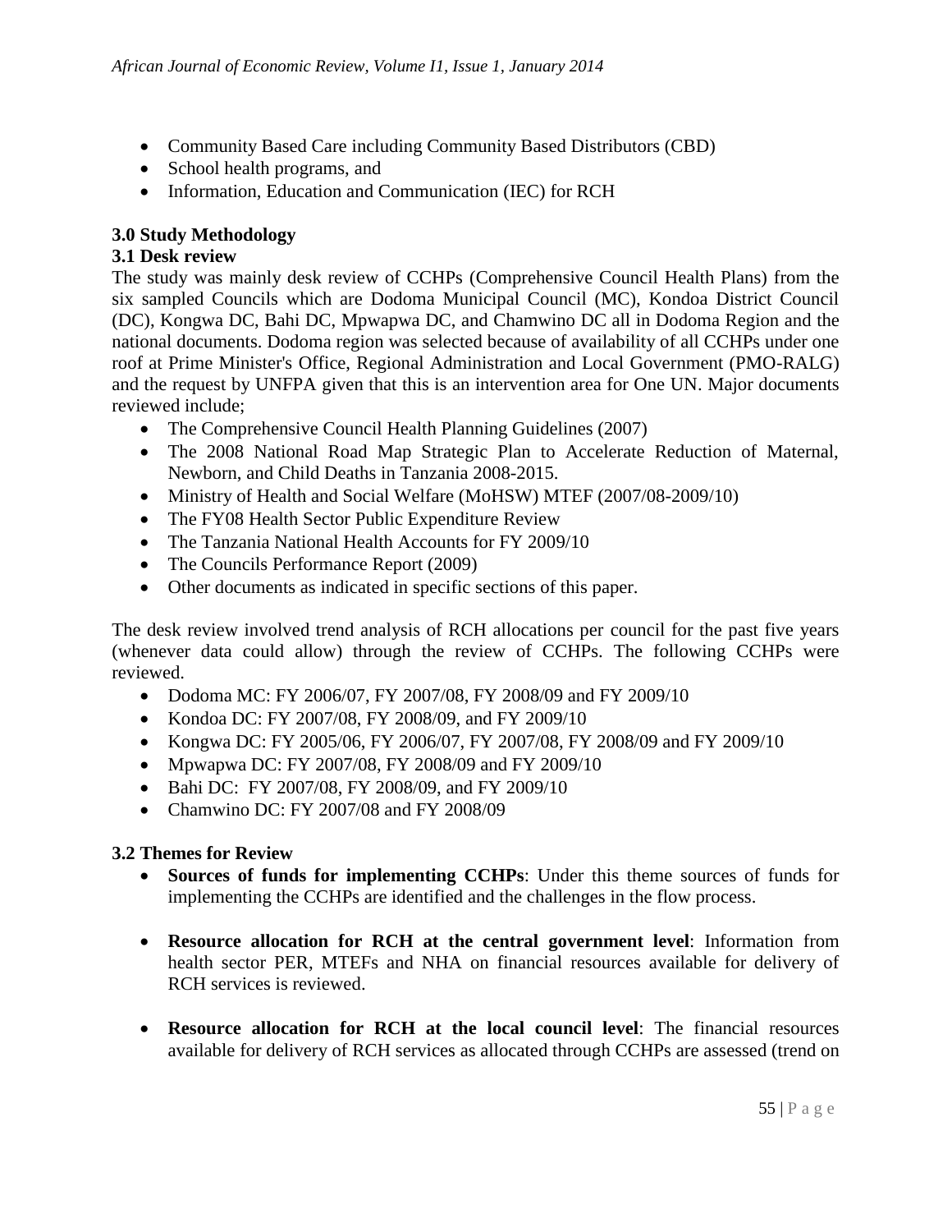- Community Based Care including Community Based Distributors (CBD)
- School health programs, and
- Information, Education and Communication (IEC) for RCH

## 3.0 Study Methodology

### 3.1 Desk review

The study was mainly desk review of CCHPs (Comprehensive Council Health Plans) from the six sampled Councils which are Dodoma Municipal Council (MC), Kondoa District Council (DC), Kongwa DC, Bahi DC, Mpwapwa DC, and Chamwino DC all in Dodoma Region and the national documents. Dodoma region was selected because of availability of all CCHPs under one roof at Prime Minister's Office, Regional Administration and Local Government (PMO-RALG) and the request by UNFPA given that this is an intervention area for One UN. Major documents reviewed include;

- The Comprehensive Council Health Planning Guidelines (2007)
- The 2008 National Road Map Strategic Plan to Accelerate Reduction of Maternal, Newborn, and Child Deaths in Tanzania 2008-2015.
- Ministry of Health and Social Welfare (MoHSW) MTEF (2007/08-2009/10)
- The FY08 Health Sector Public Expenditure Review
- The Tanzania National Health Accounts for FY 2009/10
- The Councils Performance Report (2009)
- Other documents as indicated in specific sections of this paper.

The desk review involved trend analysis of RCH allocations per council for the past five years (whenever data could allow) through the review of CCHPs. The following CCHPs were reviewed.

- Dodoma MC: FY 2006/07, FY 2007/08, FY 2008/09 and FY 2009/10
- Kondoa DC: FY 2007/08, FY 2008/09, and FY 2009/10
- Kongwa DC: FY 2005/06, FY 2006/07, FY 2007/08, FY 2008/09 and FY 2009/10
- Mpwapwa DC: FY 2007/08, FY 2008/09 and FY 2009/10
- Bahi DC: FY 2007/08, FY 2008/09, and FY 2009/10
- Chamwino DC: FY 2007/08 and FY 2008/09

### 3.2 Themes for Review

- **Sources of funds for implementing CCHPs**: Under this theme sources of funds for implementing the CCHPs are identified and the challenges in the flow process.
- **Resource allocation for RCH at the central government level**: Information from health sector PER, MTEFs and NHA on financial resources available for delivery of RCH services is reviewed.
- **Resource allocation for RCH at the local council level**: The financial resources available for delivery of RCH services as allocated through CCHPs are assessed (trend on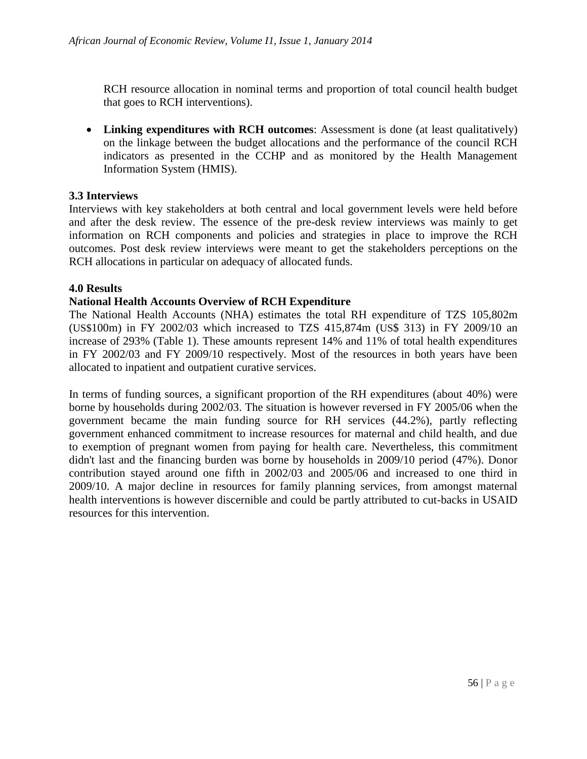RCH resource allocation in nominal terms and proportion of total council health budget that goes to RCH interventions).

- **Linking expenditures with RCH outcomes**: Assessment is done (at least qualitatively) on the linkage between the budget allocations and the performance of the council RCH indicators as presented in the CCHP and as monitored by the Health Management Information System (HMIS).

### 3.3 Interviews

Interviews with key stakeholders at both central and local government levels were held before and after the desk review. The essence of the pre-desk review interviews was mainly to get information on RCH components and policies and strategies in place to improve the RCH outcomes. Post desk review interviews were meant to get the stakeholders perceptions on the RCH allocations in particular on adequacy of allocated funds.

## 4.0 Results

### National Health Accounts Overview of RCH Expenditure

The National Health Accounts (NHA) estimates the total RH expenditure of TZS 105,802m (US$100m) in FY 2002/03 which increased to TZS 415,874m (US$ 313) in FY 2009/10 an increase of 293% (Table 1). These amounts represent 14% and 11% of total health expenditures in FY 2002/03 and FY 2009/10 respectively. Most of the resources in both years have been allocated to inpatient and outpatient curative services.

In terms of funding sources, a significant proportion of the RH expenditures (about 40%) were borne by households during 2002/03. The situation is however reversed in FY 2005/06 when the government became the main funding source for RH services (44.2%), partly reflecting government enhanced commitment to increase resources for maternal and child health, and due to exemption of pregnant women from paying for health care. Nevertheless, this commitment didn't last and the financing burden was borne by households in 2009/10 period (47%). Donor contribution stayed around one fifth in 2002/03 and 2005/06 and increased to one third in 2009/10. A major decline in resources for family planning services, from amongst maternal health interventions is however discernible and could be partly attributed to cut-backs in USAID resources for this intervention.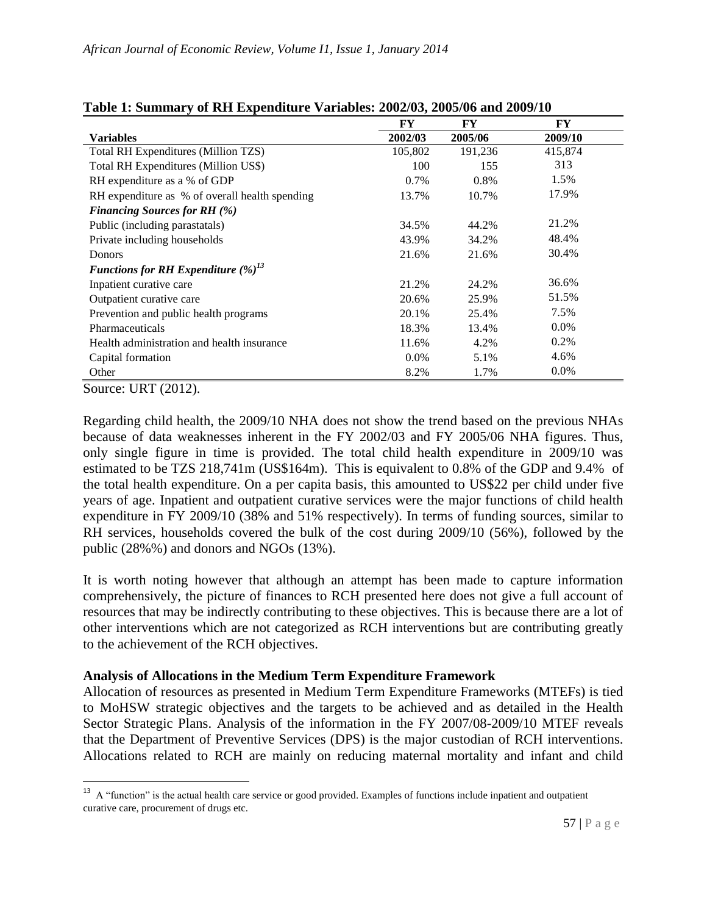**Table 1: Summary of RH Expenditure Variables: 2002/03, 2005/06 and 2009/10**

| Variables | FY 2002/03 | FY 2005/06 | FY 2009/10 |
|---|---|---|---|
| Total RH Expenditures (Million TZS) | 105,802 | 191,236 | 415,874 |
| Total RH Expenditures (Million US$) | 100 | 155 | 313 |
| RH expenditure as a % of GDP | 0.7% | 0.8% | 1.5% |
| RH expenditure as % of overall health spending | 13.7% | 10.7% | 17.9% |
| ***Financing Sources for RH (%)*** | | | |
| Public (including parastatals) | 34.5% | 44.2% | 21.2% |
| Private including households | 43.9% | 34.2% | 48.4% |
| Donors | 21.6% | 21.6% | 30.4% |
| ***Functions for RH Expenditure (%)***[13] | | | |
| Inpatient curative care | 21.2% | 24.2% | 36.6% |
| Outpatient curative care | 20.6% | 25.9% | 51.5% |
| Prevention and public health programs | 20.1% | 25.4% | 7.5% |
| Pharmaceuticals | 18.3% | 13.4% | 0.0% |
| Health administration and health insurance | 11.6% | 4.2% | 0.2% |
| Capital formation | 0.0% | 5.1% | 4.6% |
| Other | 8.2% | 1.7% | 0.0% |

Source: URT (2012).

Regarding child health, the 2009/10 NHA does not show the trend based on the previous NHAs because of data weaknesses inherent in the FY 2002/03 and FY 2005/06 NHA figures. Thus, only single figure in time is provided. The total child health expenditure in 2009/10 was estimated to be TZS 218,741m (US$164m). This is equivalent to 0.8% of the GDP and 9.4% of the total health expenditure. On a per capita basis, this amounted to US$22 per child under five years of age. Inpatient and outpatient curative services were the major functions of child health expenditure in FY 2009/10 (38% and 51% respectively). In terms of funding sources, similar to RH services, households covered the bulk of the cost during 2009/10 (56%), followed by the public (28%%) and donors and NGOs (13%).

It is worth noting however that although an attempt has been made to capture information comprehensively, the picture of finances to RCH presented here does not give a full account of resources that may be indirectly contributing to these objectives. This is because there are a lot of other interventions which are not categorized as RCH interventions but are contributing greatly to the achievement of the RCH objectives.

**Analysis of Allocations in the Medium Term Expenditure Framework**

Allocation of resources as presented in Medium Term Expenditure Frameworks (MTEFs) is tied to MoHSW strategic objectives and the targets to be achieved and as detailed in the Health Sector Strategic Plans. Analysis of the information in the FY 2007/08-2009/10 MTEF reveals that the Department of Preventive Services (DPS) is the major custodian of RCH interventions. Allocations related to RCH are mainly on reducing maternal mortality and infant and child

[13] A "function" is the actual health care service or good provided. Examples of functions include inpatient and outpatient curative care, procurement of drugs etc.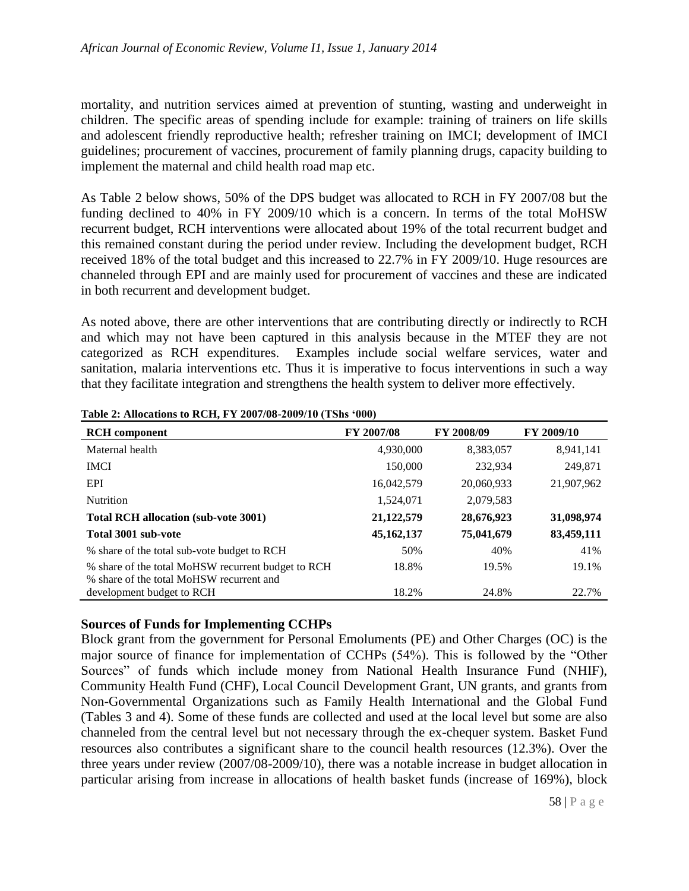mortality, and nutrition services aimed at prevention of stunting, wasting and underweight in children. The specific areas of spending include for example: training of trainers on life skills and adolescent friendly reproductive health; refresher training on IMCI; development of IMCI guidelines; procurement of vaccines, procurement of family planning drugs, capacity building to implement the maternal and child health road map etc.

As Table 2 below shows, 50% of the DPS budget was allocated to RCH in FY 2007/08 but the funding declined to 40% in FY 2009/10 which is a concern. In terms of the total MoHSW recurrent budget, RCH interventions were allocated about 19% of the total recurrent budget and this remained constant during the period under review. Including the development budget, RCH received 18% of the total budget and this increased to 22.7% in FY 2009/10. Huge resources are channeled through EPI and are mainly used for procurement of vaccines and these are indicated in both recurrent and development budget.

As noted above, there are other interventions that are contributing directly or indirectly to RCH and which may not have been captured in this analysis because in the MTEF they are not categorized as RCH expenditures. Examples include social welfare services, water and sanitation, malaria interventions etc. Thus it is imperative to focus interventions in such a way that they facilitate integration and strengthens the health system to deliver more effectively.

**Table 2: Allocations to RCH, FY 2007/08-2009/10 (TShs '000)**

| RCH component | FY 2007/08 | FY 2008/09 | FY 2009/10 |
|---|---|---|---|
| Maternal health | 4,930,000 | 8,383,057 | 8,941,141 |
| IMCI | 150,000 | 232,934 | 249,871 |
| EPI | 16,042,579 | 20,060,933 | 21,907,962 |
| Nutrition | 1,524,071 | 2,079,583 | |
| **Total RCH allocation (sub-vote 3001)** | **21,122,579** | **28,676,923** | **31,098,974** |
| **Total 3001 sub-vote** | **45,162,137** | **75,041,679** | **83,459,111** |
| % share of the total sub-vote budget to RCH | 50% | 40% | 41% |
| % share of the total MoHSW recurrent budget to RCH | 18.8% | 19.5% | 19.1% |
| % share of the total MoHSW recurrent and development budget to RCH | 18.2% | 24.8% | 22.7% |

### Sources of Funds for Implementing CCHPs

Block grant from the government for Personal Emoluments (PE) and Other Charges (OC) is the major source of finance for implementation of CCHPs (54%). This is followed by the "Other Sources" of funds which include money from National Health Insurance Fund (NHIF), Community Health Fund (CHF), Local Council Development Grant, UN grants, and grants from Non-Governmental Organizations such as Family Health International and the Global Fund (Tables 3 and 4). Some of these funds are collected and used at the local level but some are also channeled from the central level but not necessary through the ex-chequer system. Basket Fund resources also contributes a significant share to the council health resources (12.3%). Over the three years under review (2007/08-2009/10), there was a notable increase in budget allocation in particular arising from increase in allocations of health basket funds (increase of 169%), block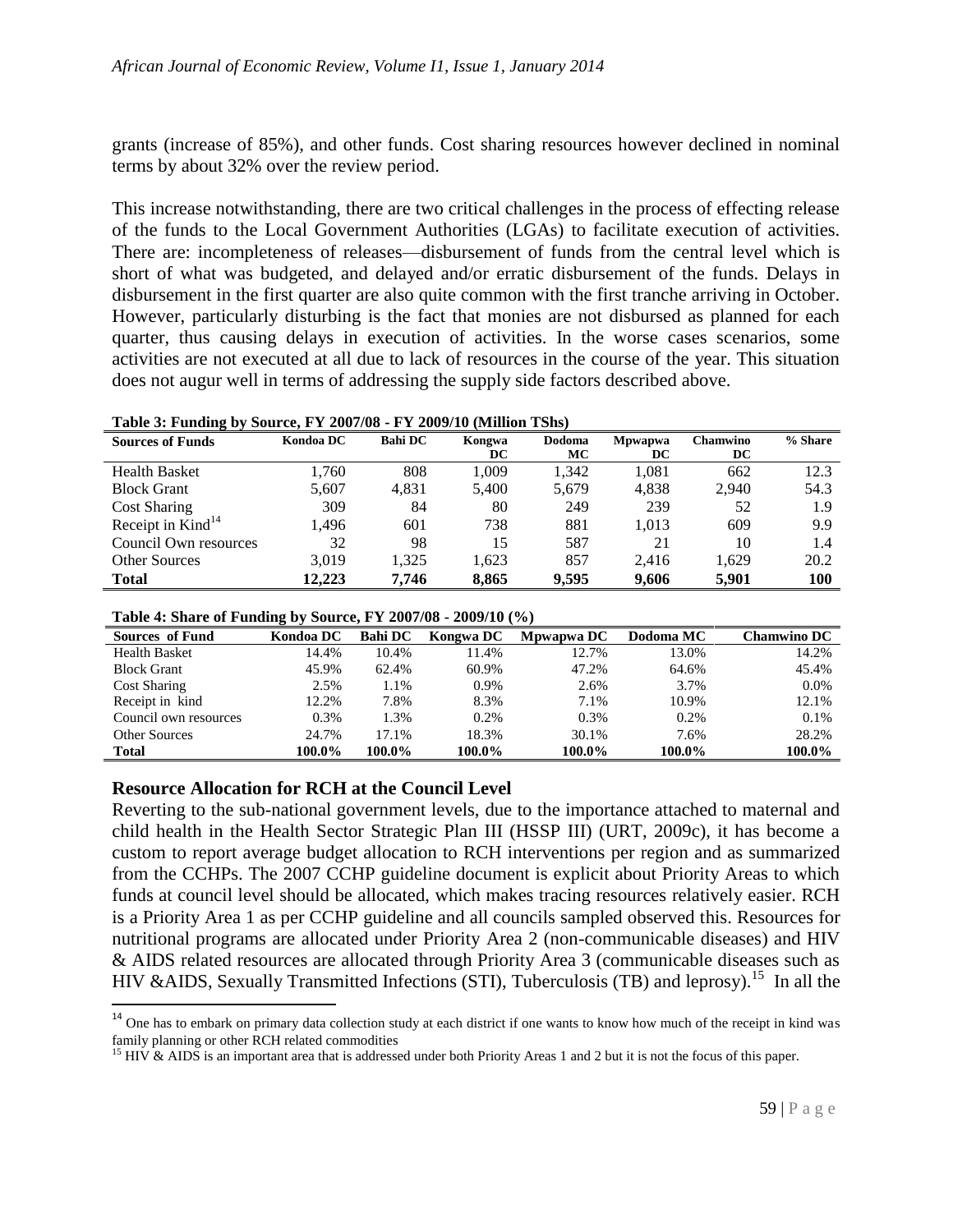grants (increase of 85%), and other funds. Cost sharing resources however declined in nominal terms by about 32% over the review period.

This increase notwithstanding, there are two critical challenges in the process of effecting release of the funds to the Local Government Authorities (LGAs) to facilitate execution of activities. There are: incompleteness of releases—disbursement of funds from the central level which is short of what was budgeted, and delayed and/or erratic disbursement of the funds. Delays in disbursement in the first quarter are also quite common with the first tranche arriving in October. However, particularly disturbing is the fact that monies are not disbursed as planned for each quarter, thus causing delays in execution of activities. In the worse cases scenarios, some activities are not executed at all due to lack of resources in the course of the year. This situation does not augur well in terms of addressing the supply side factors described above.

**Table 3: Funding by Source, FY 2007/08 - FY 2009/10 (Million TShs)**

| Sources of Funds | Kondoa DC | Bahi DC | Kongwa DC | Dodoma MC | Mpwapwa DC | Chamwino DC | % Share |
|---|---|---|---|---|---|---|---|
| Health Basket | 1,760 | 808 | 1,009 | 1,342 | 1,081 | 662 | 12.3 |
| Block Grant | 5,607 | 4,831 | 5,400 | 5,679 | 4,838 | 2,940 | 54.3 |
| Cost Sharing | 309 | 84 | 80 | 249 | 239 | 52 | 1.9 |
| Receipt in Kind[14] | 1,496 | 601 | 738 | 881 | 1,013 | 609 | 9.9 |
| Council Own resources | 32 | 98 | 15 | 587 | 21 | 10 | 1.4 |
| Other Sources | 3,019 | 1,325 | 1,623 | 857 | 2,416 | 1,629 | 20.2 |
| **Total** | **12,223** | **7,746** | **8,865** | **9,595** | **9,606** | **5,901** | **100** |

**Table 4: Share of Funding by Source, FY 2007/08 - 2009/10 (%)**

| Sources of Fund | Kondoa DC | Bahi DC | Kongwa DC | Mpwapwa DC | Dodoma MC | Chamwino DC |
|---|---|---|---|---|---|---|
| Health Basket | 14.4% | 10.4% | 11.4% | 12.7% | 13.0% | 14.2% |
| Block Grant | 45.9% | 62.4% | 60.9% | 47.2% | 64.6% | 45.4% |
| Cost Sharing | 2.5% | 1.1% | 0.9% | 2.6% | 3.7% | 0.0% |
| Receipt in kind | 12.2% | 7.8% | 8.3% | 7.1% | 10.9% | 12.1% |
| Council own resources | 0.3% | 1.3% | 0.2% | 0.3% | 0.2% | 0.1% |
| Other Sources | 24.7% | 17.1% | 18.3% | 30.1% | 7.6% | 28.2% |
| **Total** | **100.0%** | **100.0%** | **100.0%** | **100.0%** | **100.0%** | **100.0%** |

### Resource Allocation for RCH at the Council Level

Reverting to the sub-national government levels, due to the importance attached to maternal and child health in the Health Sector Strategic Plan III (HSSP III) (URT, 2009c), it has become a custom to report average budget allocation to RCH interventions per region and as summarized from the CCHPs. The 2007 CCHP guideline document is explicit about Priority Areas to which funds at council level should be allocated, which makes tracing resources relatively easier. RCH is a Priority Area 1 as per CCHP guideline and all councils sampled observed this. Resources for nutritional programs are allocated under Priority Area 2 (non-communicable diseases) and HIV & AIDS related resources are allocated through Priority Area 3 (communicable diseases such as HIV &AIDS, Sexually Transmitted Infections (STI), Tuberculosis (TB) and leprosy).[15] In all the

---

[14] One has to embark on primary data collection study at each district if one wants to know how much of the receipt in kind was family planning or other RCH related commodities

[15] HIV & AIDS is an important area that is addressed under both Priority Areas 1 and 2 but it is not the focus of this paper.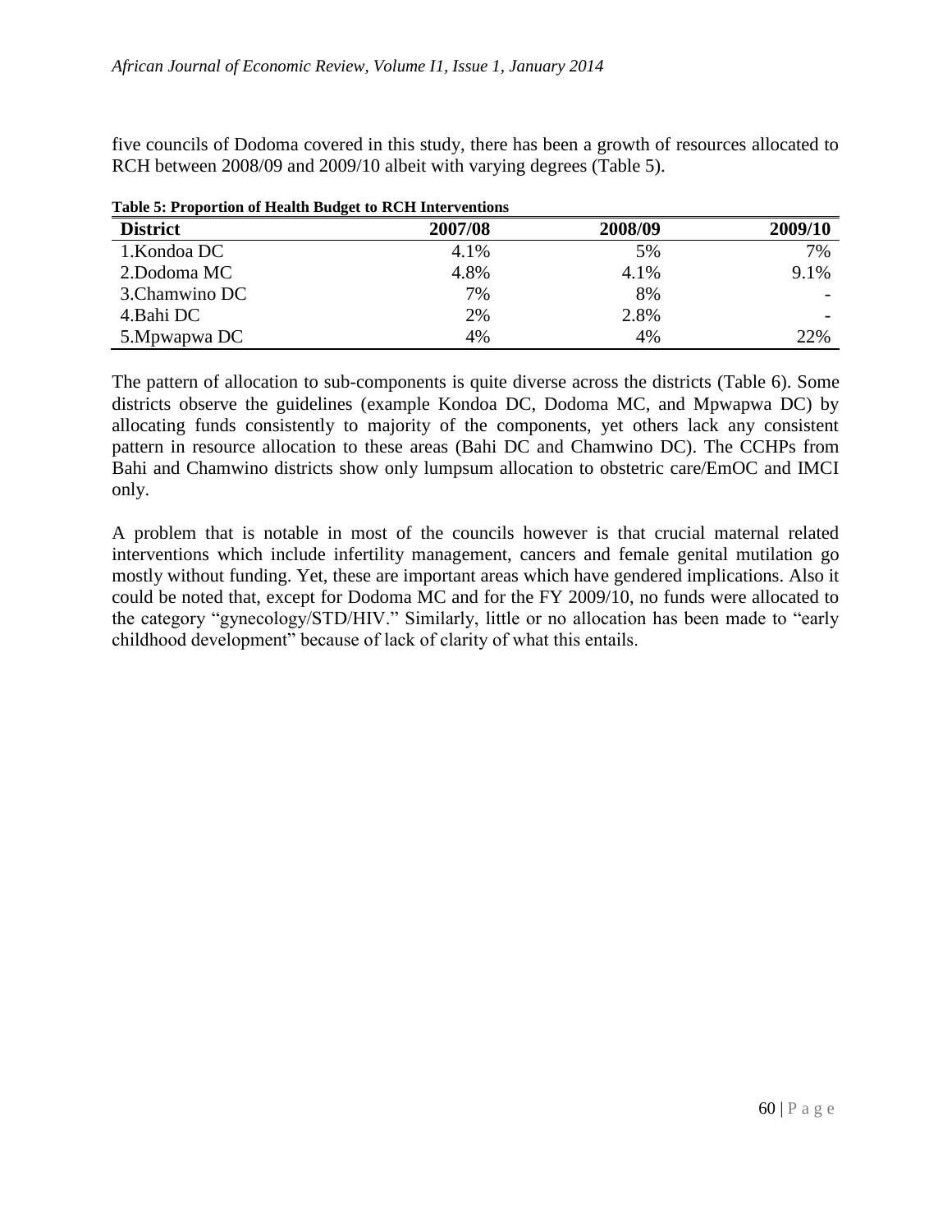five councils of Dodoma covered in this study, there has been a growth of resources allocated to RCH between 2008/09 and 2009/10 albeit with varying degrees (Table 5).

**Table 5: Proportion of Health Budget to RCH Interventions**

| District | 2007/08 | 2008/09 | 2009/10 |
|---|---|---|---|
| 1.Kondoa DC | 4.1% | 5% | 7% |
| 2.Dodoma MC | 4.8% | 4.1% | 9.1% |
| 3.Chamwino DC | 7% | 8% | - |
| 4.Bahi DC | 2% | 2.8% | - |
| 5.Mpwapwa DC | 4% | 4% | 22% |

The pattern of allocation to sub-components is quite diverse across the districts (Table 6). Some districts observe the guidelines (example Kondoa DC, Dodoma MC, and Mpwapwa DC) by allocating funds consistently to majority of the components, yet others lack any consistent pattern in resource allocation to these areas (Bahi DC and Chamwino DC). The CCHPs from Bahi and Chamwino districts show only lumpsum allocation to obstetric care/EmOC and IMCI only.

A problem that is notable in most of the councils however is that crucial maternal related interventions which include infertility management, cancers and female genital mutilation go mostly without funding. Yet, these are important areas which have gendered implications. Also it could be noted that, except for Dodoma MC and for the FY 2009/10, no funds were allocated to the category "gynecology/STD/HIV." Similarly, little or no allocation has been made to "early childhood development" because of lack of clarity of what this entails.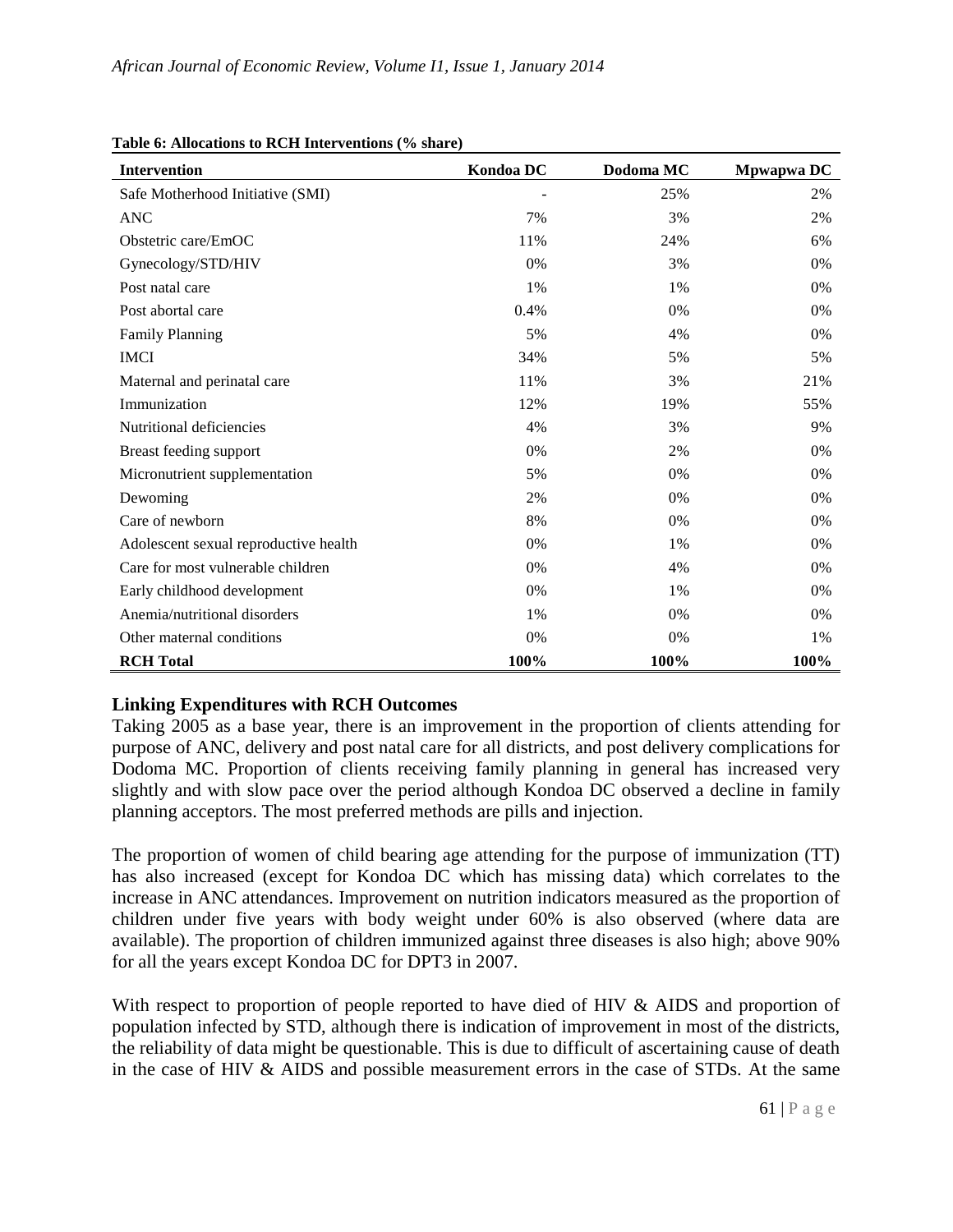**Table 6: Allocations to RCH Interventions (% share)**

| Intervention | Kondoa DC | Dodoma MC | Mpwapwa DC |
|---|---|---|---|
| Safe Motherhood Initiative (SMI) | - | 25% | 2% |
| ANC | 7% | 3% | 2% |
| Obstetric care/EmOC | 11% | 24% | 6% |
| Gynecology/STD/HIV | 0% | 3% | 0% |
| Post natal care | 1% | 1% | 0% |
| Post abortal care | 0.4% | 0% | 0% |
| Family Planning | 5% | 4% | 0% |
| IMCI | 34% | 5% | 5% |
| Maternal and perinatal care | 11% | 3% | 21% |
| Immunization | 12% | 19% | 55% |
| Nutritional deficiencies | 4% | 3% | 9% |
| Breast feeding support | 0% | 2% | 0% |
| Micronutrient supplementation | 5% | 0% | 0% |
| Dewoming | 2% | 0% | 0% |
| Care of newborn | 8% | 0% | 0% |
| Adolescent sexual reproductive health | 0% | 1% | 0% |
| Care for most vulnerable children | 0% | 4% | 0% |
| Early childhood development | 0% | 1% | 0% |
| Anemia/nutritional disorders | 1% | 0% | 0% |
| Other maternal conditions | 0% | 0% | 1% |
| **RCH Total** | **100%** | **100%** | **100%** |

## Linking Expenditures with RCH Outcomes

Taking 2005 as a base year, there is an improvement in the proportion of clients attending for purpose of ANC, delivery and post natal care for all districts, and post delivery complications for Dodoma MC. Proportion of clients receiving family planning in general has increased very slightly and with slow pace over the period although Kondoa DC observed a decline in family planning acceptors. The most preferred methods are pills and injection.

The proportion of women of child bearing age attending for the purpose of immunization (TT) has also increased (except for Kondoa DC which has missing data) which correlates to the increase in ANC attendances. Improvement on nutrition indicators measured as the proportion of children under five years with body weight under 60% is also observed (where data are available). The proportion of children immunized against three diseases is also high; above 90% for all the years except Kondoa DC for DPT3 in 2007.

With respect to proportion of people reported to have died of HIV & AIDS and proportion of population infected by STD, although there is indication of improvement in most of the districts, the reliability of data might be questionable. This is due to difficult of ascertaining cause of death in the case of HIV & AIDS and possible measurement errors in the case of STDs. At the same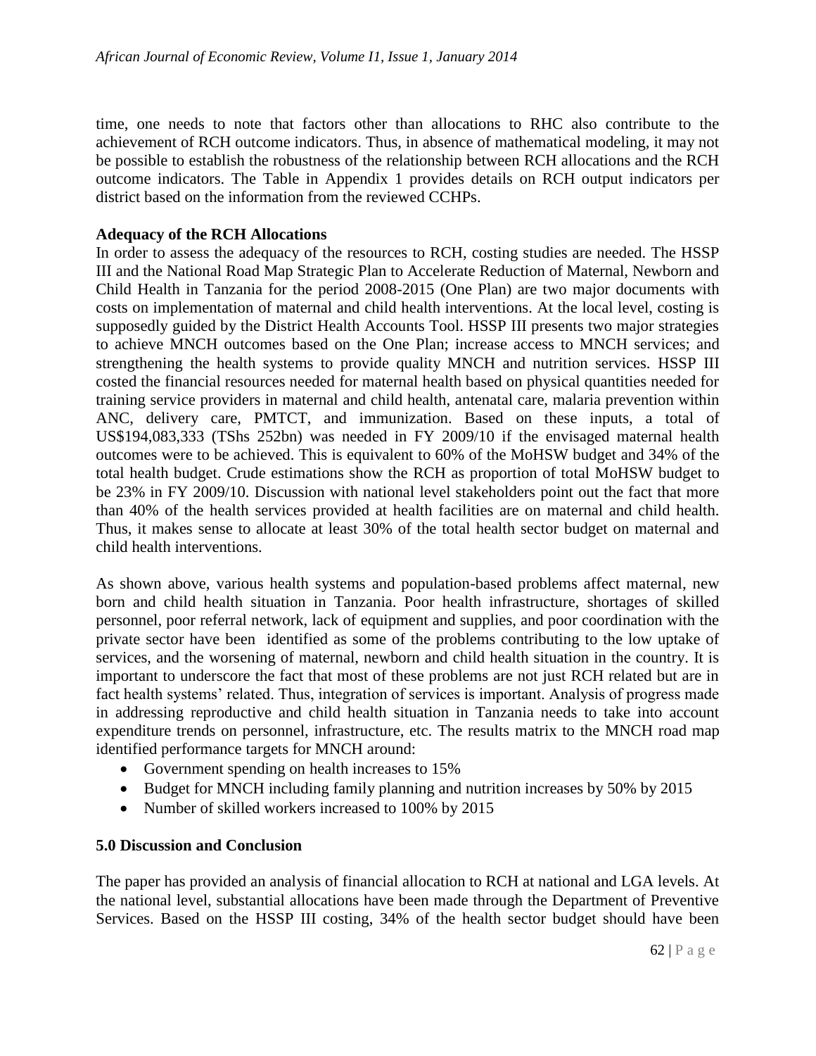time, one needs to note that factors other than allocations to RHC also contribute to the achievement of RCH outcome indicators. Thus, in absence of mathematical modeling, it may not be possible to establish the robustness of the relationship between RCH allocations and the RCH outcome indicators. The Table in Appendix 1 provides details on RCH output indicators per district based on the information from the reviewed CCHPs.

**Adequacy of the RCH Allocations**

In order to assess the adequacy of the resources to RCH, costing studies are needed. The HSSP III and the National Road Map Strategic Plan to Accelerate Reduction of Maternal, Newborn and Child Health in Tanzania for the period 2008-2015 (One Plan) are two major documents with costs on implementation of maternal and child health interventions. At the local level, costing is supposedly guided by the District Health Accounts Tool. HSSP III presents two major strategies to achieve MNCH outcomes based on the One Plan; increase access to MNCH services; and strengthening the health systems to provide quality MNCH and nutrition services. HSSP III costed the financial resources needed for maternal health based on physical quantities needed for training service providers in maternal and child health, antenatal care, malaria prevention within ANC, delivery care, PMTCT, and immunization. Based on these inputs, a total of US$194,083,333 (TShs 252bn) was needed in FY 2009/10 if the envisaged maternal health outcomes were to be achieved. This is equivalent to 60% of the MoHSW budget and 34% of the total health budget. Crude estimations show the RCH as proportion of total MoHSW budget to be 23% in FY 2009/10. Discussion with national level stakeholders point out the fact that more than 40% of the health services provided at health facilities are on maternal and child health. Thus, it makes sense to allocate at least 30% of the total health sector budget on maternal and child health interventions.

As shown above, various health systems and population-based problems affect maternal, new born and child health situation in Tanzania. Poor health infrastructure, shortages of skilled personnel, poor referral network, lack of equipment and supplies, and poor coordination with the private sector have been identified as some of the problems contributing to the low uptake of services, and the worsening of maternal, newborn and child health situation in the country. It is important to underscore the fact that most of these problems are not just RCH related but are in fact health systems' related. Thus, integration of services is important. Analysis of progress made in addressing reproductive and child health situation in Tanzania needs to take into account expenditure trends on personnel, infrastructure, etc. The results matrix to the MNCH road map identified performance targets for MNCH around:

- Government spending on health increases to 15%
- Budget for MNCH including family planning and nutrition increases by 50% by 2015
- Number of skilled workers increased to 100% by 2015

## 5.0 Discussion and Conclusion

The paper has provided an analysis of financial allocation to RCH at national and LGA levels. At the national level, substantial allocations have been made through the Department of Preventive Services. Based on the HSSP III costing, 34% of the health sector budget should have been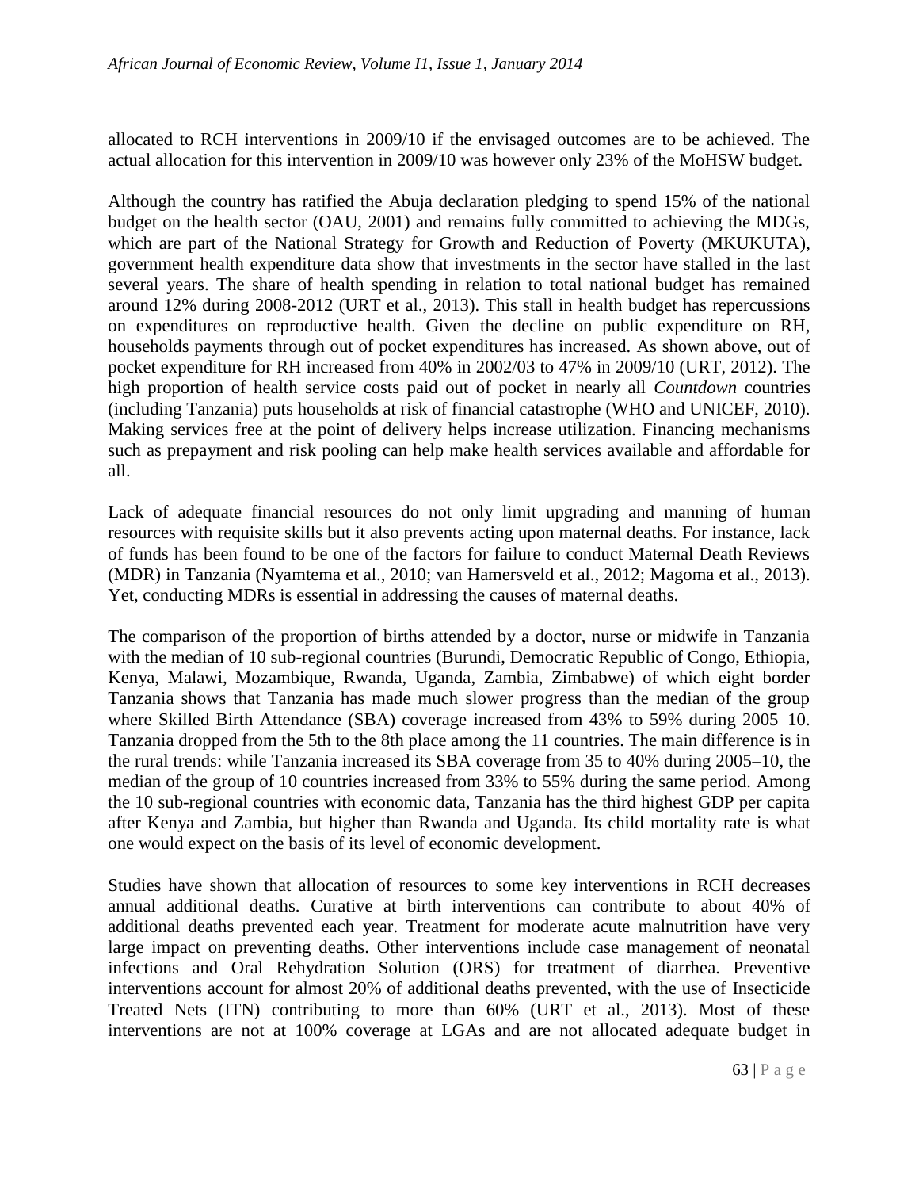allocated to RCH interventions in 2009/10 if the envisaged outcomes are to be achieved. The actual allocation for this intervention in 2009/10 was however only 23% of the MoHSW budget.

Although the country has ratified the Abuja declaration pledging to spend 15% of the national budget on the health sector (OAU, 2001) and remains fully committed to achieving the MDGs, which are part of the National Strategy for Growth and Reduction of Poverty (MKUKUTA), government health expenditure data show that investments in the sector have stalled in the last several years. The share of health spending in relation to total national budget has remained around 12% during 2008-2012 (URT et al., 2013). This stall in health budget has repercussions on expenditures on reproductive health. Given the decline on public expenditure on RH, households payments through out of pocket expenditures has increased. As shown above, out of pocket expenditure for RH increased from 40% in 2002/03 to 47% in 2009/10 (URT, 2012). The high proportion of health service costs paid out of pocket in nearly all *Countdown* countries (including Tanzania) puts households at risk of financial catastrophe (WHO and UNICEF, 2010). Making services free at the point of delivery helps increase utilization. Financing mechanisms such as prepayment and risk pooling can help make health services available and affordable for all.

Lack of adequate financial resources do not only limit upgrading and manning of human resources with requisite skills but it also prevents acting upon maternal deaths. For instance, lack of funds has been found to be one of the factors for failure to conduct Maternal Death Reviews (MDR) in Tanzania (Nyamtema et al., 2010; van Hamersveld et al., 2012; Magoma et al., 2013). Yet, conducting MDRs is essential in addressing the causes of maternal deaths.

The comparison of the proportion of births attended by a doctor, nurse or midwife in Tanzania with the median of 10 sub-regional countries (Burundi, Democratic Republic of Congo, Ethiopia, Kenya, Malawi, Mozambique, Rwanda, Uganda, Zambia, Zimbabwe) of which eight border Tanzania shows that Tanzania has made much slower progress than the median of the group where Skilled Birth Attendance (SBA) coverage increased from 43% to 59% during 2005–10. Tanzania dropped from the 5th to the 8th place among the 11 countries. The main difference is in the rural trends: while Tanzania increased its SBA coverage from 35 to 40% during 2005–10, the median of the group of 10 countries increased from 33% to 55% during the same period. Among the 10 sub-regional countries with economic data, Tanzania has the third highest GDP per capita after Kenya and Zambia, but higher than Rwanda and Uganda. Its child mortality rate is what one would expect on the basis of its level of economic development.

Studies have shown that allocation of resources to some key interventions in RCH decreases annual additional deaths. Curative at birth interventions can contribute to about 40% of additional deaths prevented each year. Treatment for moderate acute malnutrition have very large impact on preventing deaths. Other interventions include case management of neonatal infections and Oral Rehydration Solution (ORS) for treatment of diarrhea. Preventive interventions account for almost 20% of additional deaths prevented, with the use of Insecticide Treated Nets (ITN) contributing to more than 60% (URT et al., 2013). Most of these interventions are not at 100% coverage at LGAs and are not allocated adequate budget in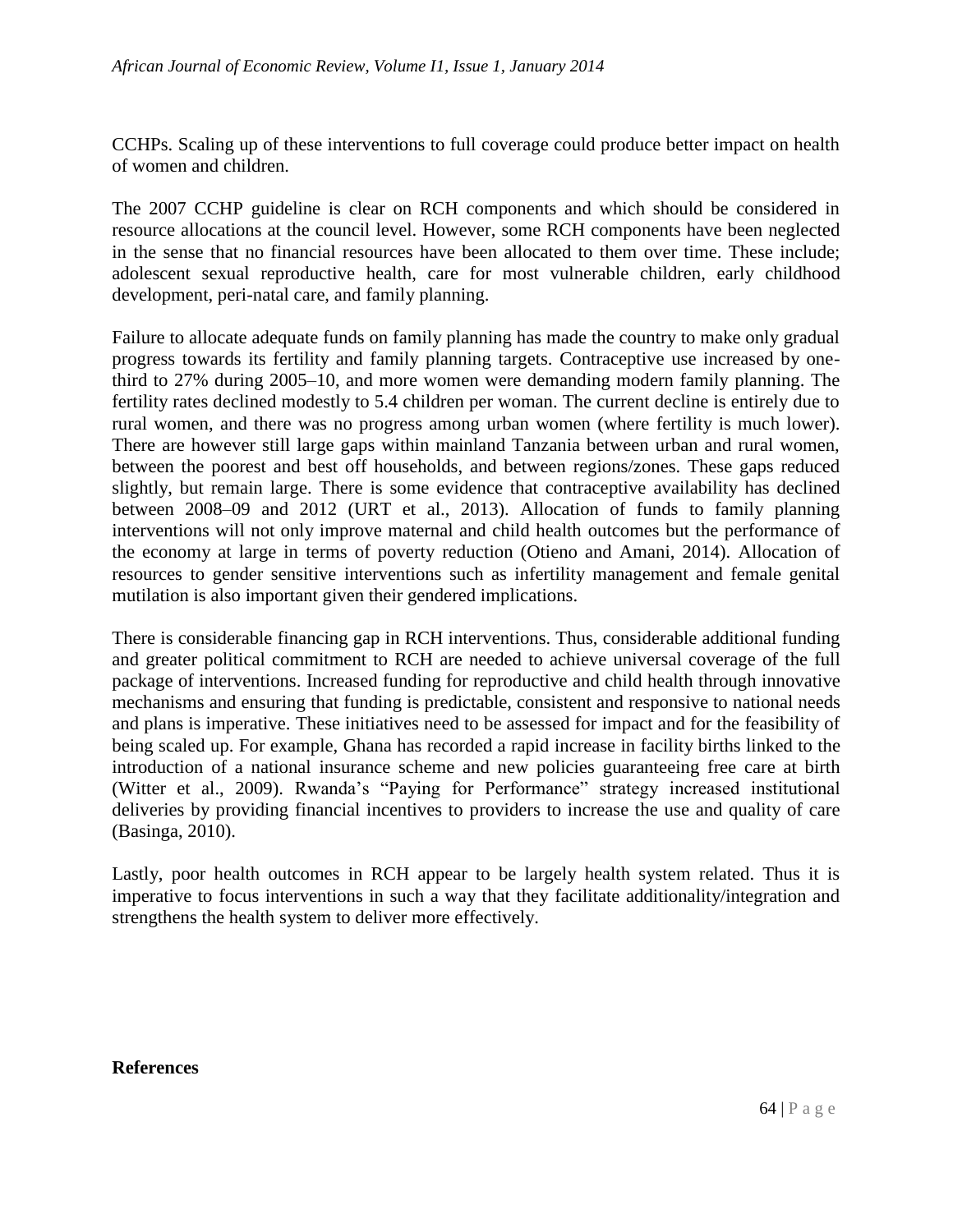CCHPs. Scaling up of these interventions to full coverage could produce better impact on health of women and children.

The 2007 CCHP guideline is clear on RCH components and which should be considered in resource allocations at the council level. However, some RCH components have been neglected in the sense that no financial resources have been allocated to them over time. These include; adolescent sexual reproductive health, care for most vulnerable children, early childhood development, peri-natal care, and family planning.

Failure to allocate adequate funds on family planning has made the country to make only gradual progress towards its fertility and family planning targets. Contraceptive use increased by one-third to 27% during 2005–10, and more women were demanding modern family planning. The fertility rates declined modestly to 5.4 children per woman. The current decline is entirely due to rural women, and there was no progress among urban women (where fertility is much lower). There are however still large gaps within mainland Tanzania between urban and rural women, between the poorest and best off households, and between regions/zones. These gaps reduced slightly, but remain large. There is some evidence that contraceptive availability has declined between 2008–09 and 2012 (URT et al., 2013). Allocation of funds to family planning interventions will not only improve maternal and child health outcomes but the performance of the economy at large in terms of poverty reduction (Otieno and Amani, 2014). Allocation of resources to gender sensitive interventions such as infertility management and female genital mutilation is also important given their gendered implications.

There is considerable financing gap in RCH interventions. Thus, considerable additional funding and greater political commitment to RCH are needed to achieve universal coverage of the full package of interventions. Increased funding for reproductive and child health through innovative mechanisms and ensuring that funding is predictable, consistent and responsive to national needs and plans is imperative. These initiatives need to be assessed for impact and for the feasibility of being scaled up. For example, Ghana has recorded a rapid increase in facility births linked to the introduction of a national insurance scheme and new policies guaranteeing free care at birth (Witter et al., 2009). Rwanda's "Paying for Performance" strategy increased institutional deliveries by providing financial incentives to providers to increase the use and quality of care (Basinga, 2010).

Lastly, poor health outcomes in RCH appear to be largely health system related. Thus it is imperative to focus interventions in such a way that they facilitate additionality/integration and strengthens the health system to deliver more effectively.

**References**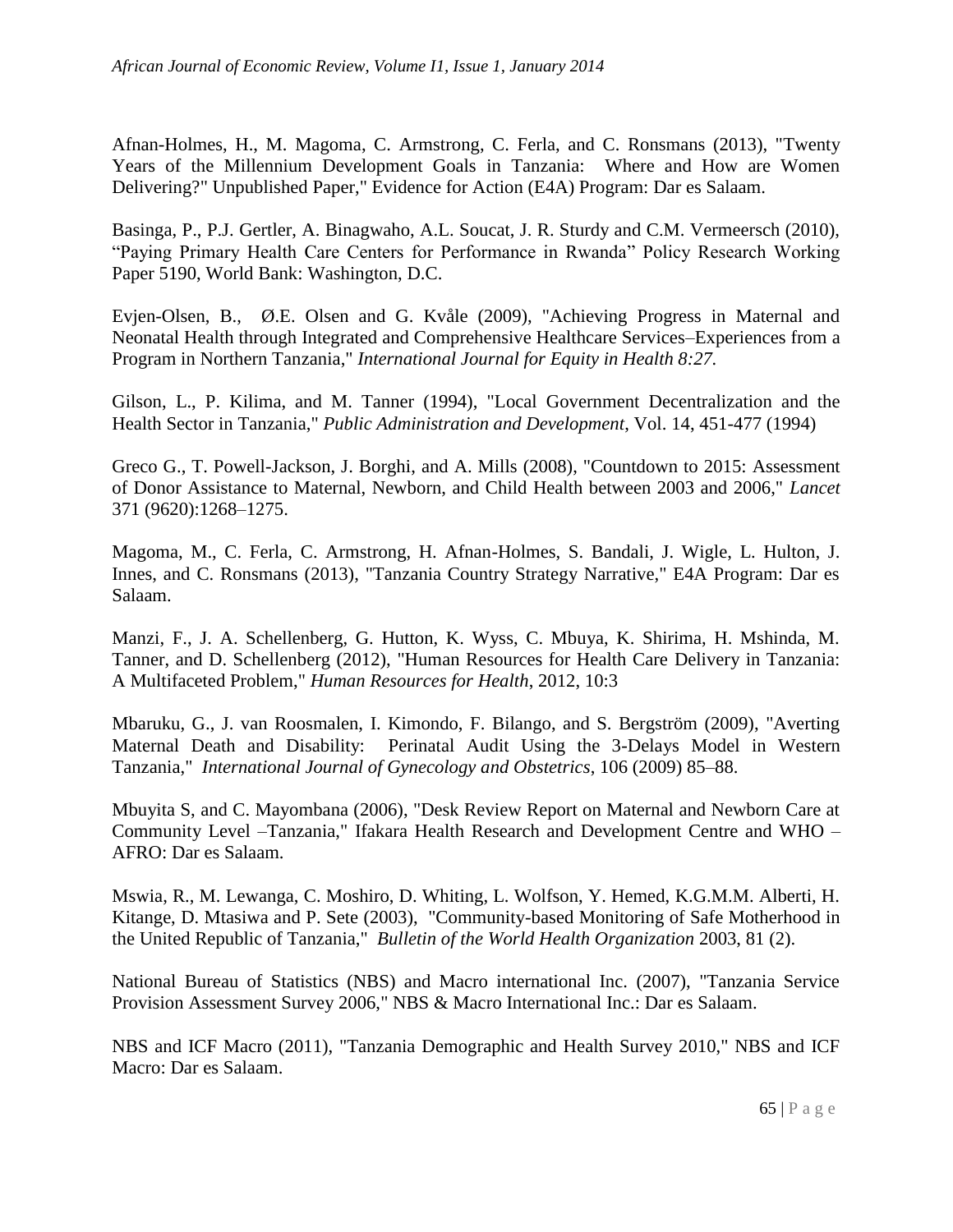Afnan-Holmes, H., M. Magoma, C. Armstrong, C. Ferla, and C. Ronsmans (2013), "Twenty Years of the Millennium Development Goals in Tanzania: Where and How are Women Delivering?" Unpublished Paper," Evidence for Action (E4A) Program: Dar es Salaam.

Basinga, P., P.J. Gertler, A. Binagwaho, A.L. Soucat, J. R. Sturdy and C.M. Vermeersch (2010), "Paying Primary Health Care Centers for Performance in Rwanda" Policy Research Working Paper 5190, World Bank: Washington, D.C.

Evjen-Olsen, B., Ø.E. Olsen and G. Kvåle (2009), "Achieving Progress in Maternal and Neonatal Health through Integrated and Comprehensive Healthcare Services–Experiences from a Program in Northern Tanzania," *International Journal for Equity in Health 8:27.*

Gilson, L., P. Kilima, and M. Tanner (1994), "Local Government Decentralization and the Health Sector in Tanzania," *Public Administration and Development*, Vol. 14, 451-477 (1994)

Greco G., T. Powell-Jackson, J. Borghi, and A. Mills (2008), "Countdown to 2015: Assessment of Donor Assistance to Maternal, Newborn, and Child Health between 2003 and 2006," *Lancet* 371 (9620):1268–1275.

Magoma, M., C. Ferla, C. Armstrong, H. Afnan-Holmes, S. Bandali, J. Wigle, L. Hulton, J. Innes, and C. Ronsmans (2013), "Tanzania Country Strategy Narrative," E4A Program: Dar es Salaam.

Manzi, F., J. A. Schellenberg, G. Hutton, K. Wyss, C. Mbuya, K. Shirima, H. Mshinda, M. Tanner, and D. Schellenberg (2012), "Human Resources for Health Care Delivery in Tanzania: A Multifaceted Problem," *Human Resources for Health*, 2012, 10:3

Mbaruku, G., J. van Roosmalen, I. Kimondo, F. Bilango, and S. Bergström (2009), "Averting Maternal Death and Disability: Perinatal Audit Using the 3-Delays Model in Western Tanzania," *International Journal of Gynecology and Obstetrics*, 106 (2009) 85–88.

Mbuyita S, and C. Mayombana (2006), "Desk Review Report on Maternal and Newborn Care at Community Level –Tanzania," Ifakara Health Research and Development Centre and WHO – AFRO: Dar es Salaam.

Mswia, R., M. Lewanga, C. Moshiro, D. Whiting, L. Wolfson, Y. Hemed, K.G.M.M. Alberti, H. Kitange, D. Mtasiwa and P. Sete (2003), "Community-based Monitoring of Safe Motherhood in the United Republic of Tanzania," *Bulletin of the World Health Organization* 2003, 81 (2).

National Bureau of Statistics (NBS) and Macro international Inc. (2007), "Tanzania Service Provision Assessment Survey 2006," NBS & Macro International Inc.: Dar es Salaam.

NBS and ICF Macro (2011), "Tanzania Demographic and Health Survey 2010," NBS and ICF Macro: Dar es Salaam.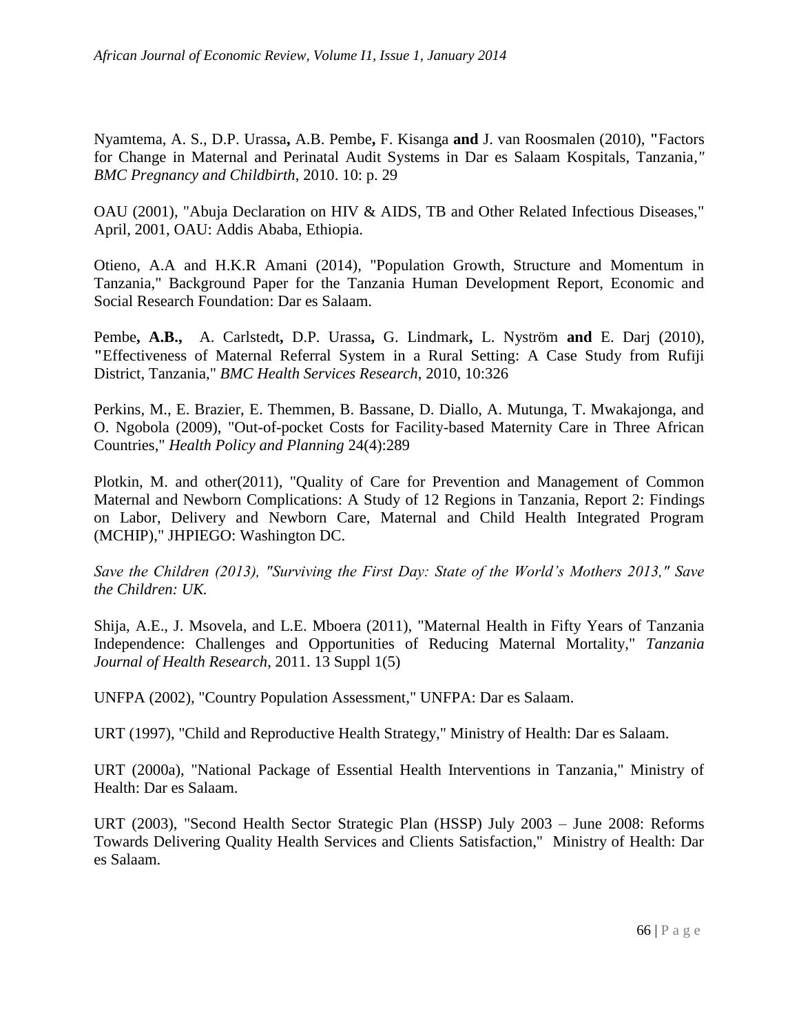Nyamtema, A. S., D.P. Urassa**,** A.B. Pembe**,** F. Kisanga **and** J. van Roosmalen (2010), **"**Factors for Change in Maternal and Perinatal Audit Systems in Dar es Salaam Kospitals, Tanzania*," BMC Pregnancy and Childbirth*, 2010. 10: p. 29

OAU (2001), "Abuja Declaration on HIV & AIDS, TB and Other Related Infectious Diseases," April, 2001, OAU: Addis Ababa, Ethiopia.

Otieno, A.A and H.K.R Amani (2014), "Population Growth, Structure and Momentum in Tanzania," Background Paper for the Tanzania Human Development Report, Economic and Social Research Foundation: Dar es Salaam.

Pembe**, A.B.,** A. Carlstedt**,** D.P. Urassa**,** G. Lindmark**,** L. Nyström **and** E. Darj (2010), **"**Effectiveness of Maternal Referral System in a Rural Setting: A Case Study from Rufiji District, Tanzania," *BMC Health Services Research*, 2010, 10:326

Perkins, M., E. Brazier, E. Themmen, B. Bassane, D. Diallo, A. Mutunga, T. Mwakajonga, and O. Ngobola (2009), "Out-of-pocket Costs for Facility-based Maternity Care in Three African Countries," *Health Policy and Planning* 24(4):289

Plotkin, M. and other(2011), "Quality of Care for Prevention and Management of Common Maternal and Newborn Complications: A Study of 12 Regions in Tanzania, Report 2: Findings on Labor, Delivery and Newborn Care, Maternal and Child Health Integrated Program (MCHIP)," JHPIEGO: Washington DC.

*Save the Children (2013), "Surviving the First Day: State of the World's Mothers 2013," Save the Children: UK.*

Shija, A.E., J. Msovela, and L.E. Mboera (2011), "Maternal Health in Fifty Years of Tanzania Independence: Challenges and Opportunities of Reducing Maternal Mortality," *Tanzania Journal of Health Research*, 2011. 13 Suppl 1(5)

UNFPA (2002), "Country Population Assessment," UNFPA: Dar es Salaam.

URT (1997), "Child and Reproductive Health Strategy," Ministry of Health: Dar es Salaam.

URT (2000a), "National Package of Essential Health Interventions in Tanzania," Ministry of Health: Dar es Salaam.

URT (2003), "Second Health Sector Strategic Plan (HSSP) July 2003 – June 2008: Reforms Towards Delivering Quality Health Services and Clients Satisfaction," Ministry of Health: Dar es Salaam.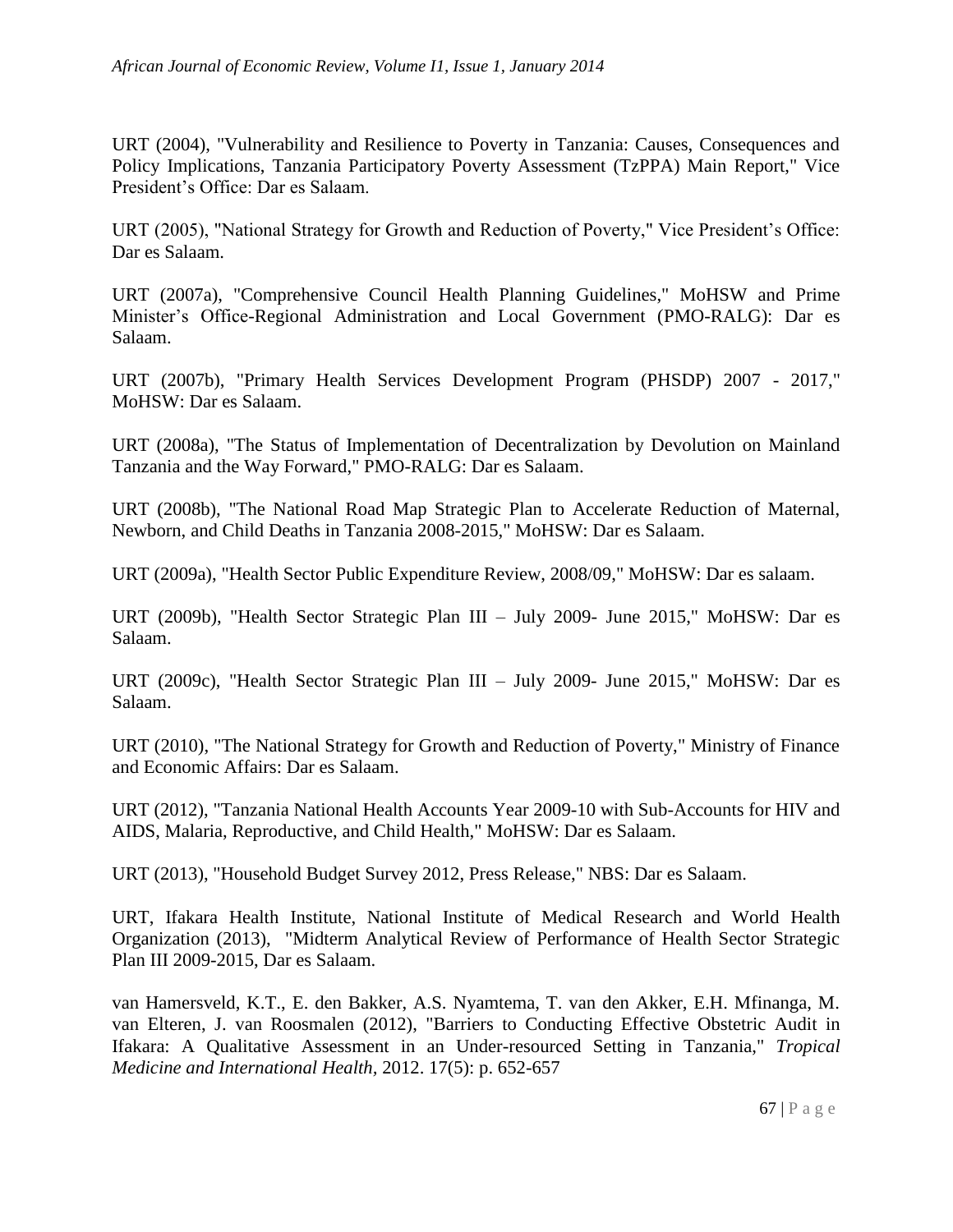URT (2004), "Vulnerability and Resilience to Poverty in Tanzania: Causes, Consequences and Policy Implications, Tanzania Participatory Poverty Assessment (TzPPA) Main Report," Vice President's Office: Dar es Salaam.

URT (2005), "National Strategy for Growth and Reduction of Poverty," Vice President's Office: Dar es Salaam.

URT (2007a), "Comprehensive Council Health Planning Guidelines," MoHSW and Prime Minister's Office-Regional Administration and Local Government (PMO-RALG): Dar es Salaam.

URT (2007b), "Primary Health Services Development Program (PHSDP) 2007 - 2017," MoHSW: Dar es Salaam.

URT (2008a), "The Status of Implementation of Decentralization by Devolution on Mainland Tanzania and the Way Forward," PMO-RALG: Dar es Salaam.

URT (2008b), "The National Road Map Strategic Plan to Accelerate Reduction of Maternal, Newborn, and Child Deaths in Tanzania 2008-2015," MoHSW: Dar es Salaam.

URT (2009a), "Health Sector Public Expenditure Review, 2008/09," MoHSW: Dar es salaam.

URT (2009b), "Health Sector Strategic Plan III – July 2009- June 2015," MoHSW: Dar es Salaam.

URT (2009c), "Health Sector Strategic Plan III – July 2009- June 2015," MoHSW: Dar es Salaam.

URT (2010), "The National Strategy for Growth and Reduction of Poverty," Ministry of Finance and Economic Affairs: Dar es Salaam.

URT (2012), "Tanzania National Health Accounts Year 2009-10 with Sub-Accounts for HIV and AIDS, Malaria, Reproductive, and Child Health," MoHSW: Dar es Salaam.

URT (2013), "Household Budget Survey 2012, Press Release," NBS: Dar es Salaam.

URT, Ifakara Health Institute, National Institute of Medical Research and World Health Organization (2013), "Midterm Analytical Review of Performance of Health Sector Strategic Plan III 2009-2015, Dar es Salaam.

van Hamersveld, K.T., E. den Bakker, A.S. Nyamtema, T. van den Akker, E.H. Mfinanga, M. van Elteren, J. van Roosmalen (2012), "Barriers to Conducting Effective Obstetric Audit in Ifakara: A Qualitative Assessment in an Under-resourced Setting in Tanzania," *Tropical Medicine and International Health*, 2012. 17(5): p. 652-657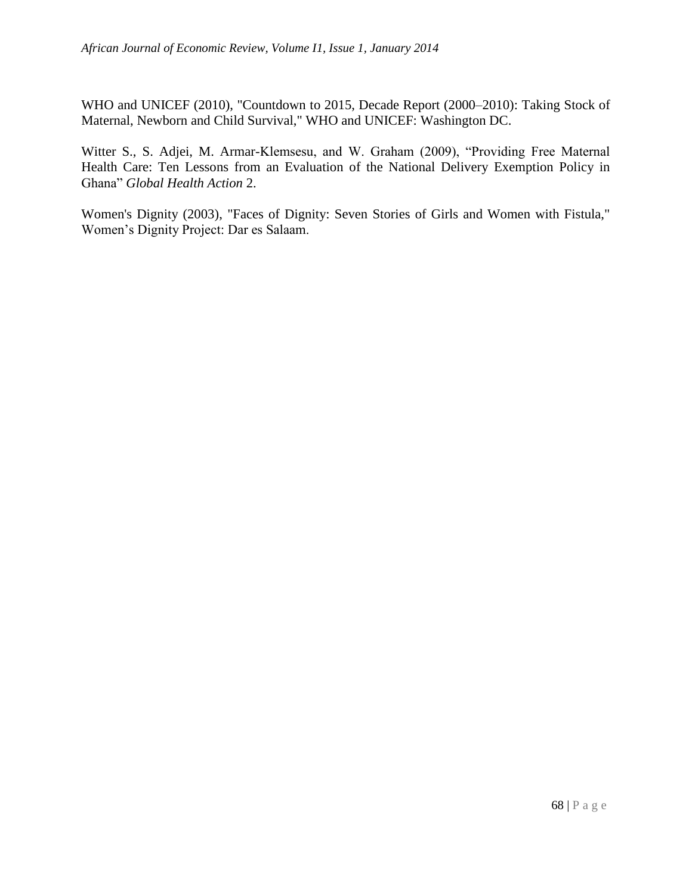WHO and UNICEF (2010), "Countdown to 2015, Decade Report (2000–2010): Taking Stock of Maternal, Newborn and Child Survival," WHO and UNICEF: Washington DC.

Witter S., S. Adjei, M. Armar-Klemsesu, and W. Graham (2009), "Providing Free Maternal Health Care: Ten Lessons from an Evaluation of the National Delivery Exemption Policy in Ghana" *Global Health Action* 2.

Women's Dignity (2003), "Faces of Dignity: Seven Stories of Girls and Women with Fistula," Women's Dignity Project: Dar es Salaam.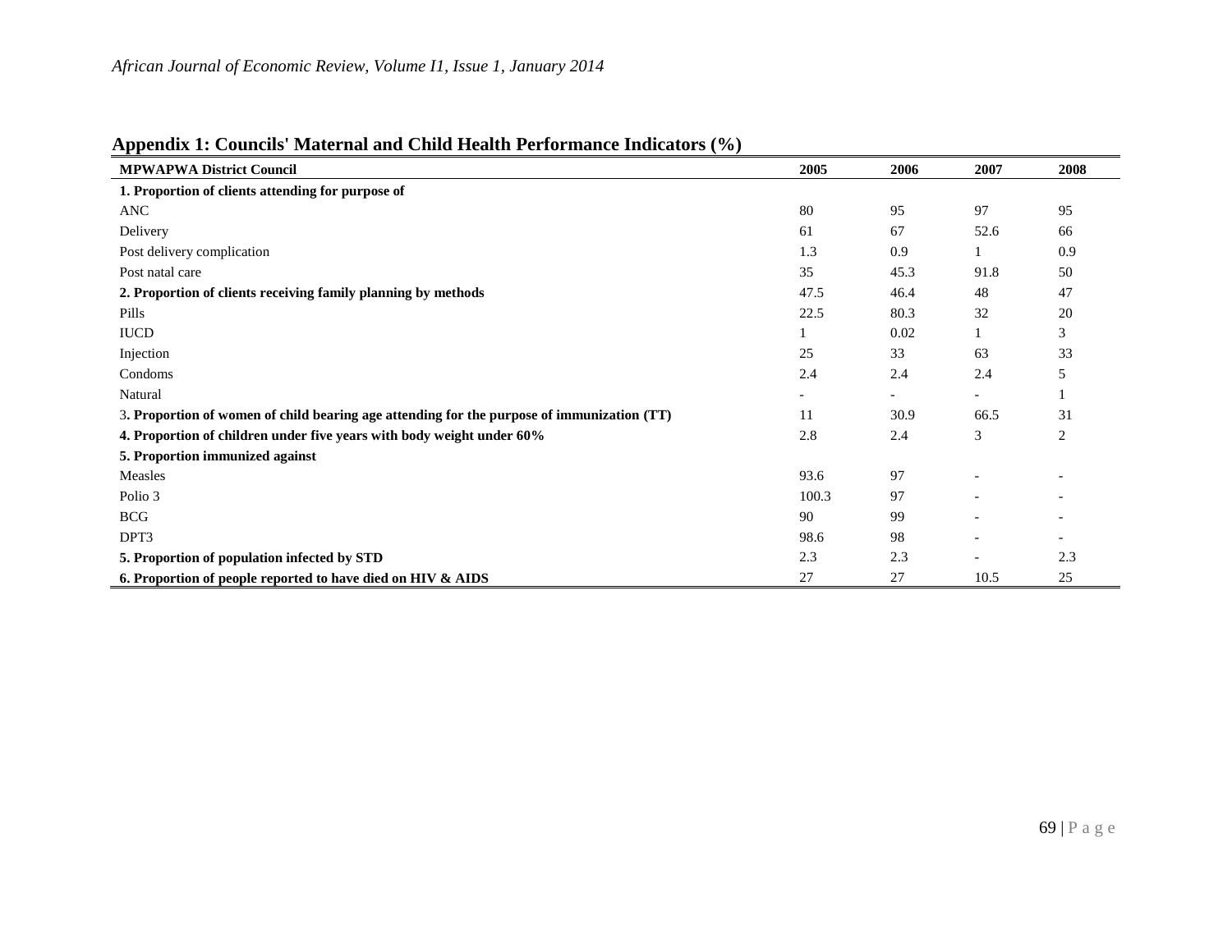## Appendix 1: Councils' Maternal and Child Health Performance Indicators (%)

| **MPWAPWA District Council** | **2005** | **2006** | **2007** | **2008** |
|---|---|---|---|---|
| **1. Proportion of clients attending for purpose of** | | | | |
| ANC | 80 | 95 | 97 | 95 |
| Delivery | 61 | 67 | 52.6 | 66 |
| Post delivery complication | 1.3 | 0.9 | 1 | 0.9 |
| Post natal care | 35 | 45.3 | 91.8 | 50 |
| **2. Proportion of clients receiving family planning by methods** | 47.5 | 46.4 | 48 | 47 |
| Pills | 22.5 | 80.3 | 32 | 20 |
| IUCD | 1 | 0.02 | 1 | 3 |
| Injection | 25 | 33 | 63 | 33 |
| Condoms | 2.4 | 2.4 | 2.4 | 5 |
| Natural | - | - | - | 1 |
| 3**. Proportion of women of child bearing age attending for the purpose of immunization (TT)** | 11 | 30.9 | 66.5 | 31 |
| **4. Proportion of children under five years with body weight under 60%** | 2.8 | 2.4 | 3 | 2 |
| **5. Proportion immunized against** | | | | |
| Measles | 93.6 | 97 | - | - |
| Polio 3 | 100.3 | 97 | - | - |
| BCG | 90 | 99 | - | - |
| DPT3 | 98.6 | 98 | - | - |
| **5. Proportion of population infected by STD** | 2.3 | 2.3 | - | 2.3 |
| **6. Proportion of people reported to have died on HIV & AIDS** | 27 | 27 | 10.5 | 25 |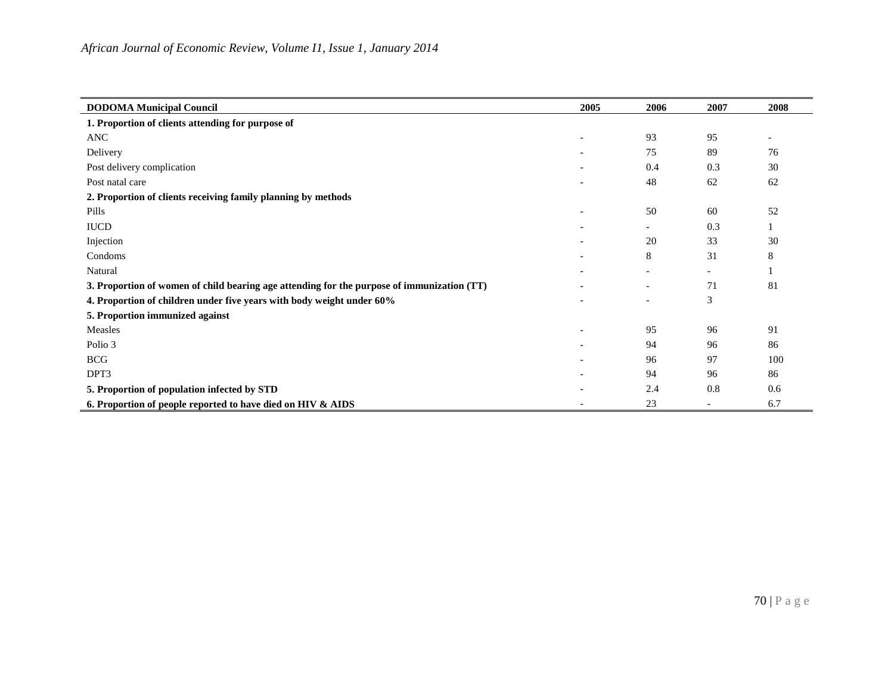| **DODOMA Municipal Council** | **2005** | **2006** | **2007** | **2008** |
|---|---|---|---|---|
| **1. Proportion of clients attending for purpose of** | | | | |
| ANC | - | 93 | 95 | - |
| Delivery | - | 75 | 89 | 76 |
| Post delivery complication | - | 0.4 | 0.3 | 30 |
| Post natal care | - | 48 | 62 | 62 |
| **2. Proportion of clients receiving family planning by methods** | | | | |
| Pills | - | 50 | 60 | 52 |
| IUCD | - | - | 0.3 | 1 |
| Injection | - | 20 | 33 | 30 |
| Condoms | - | 8 | 31 | 8 |
| Natural | - | - | - | 1 |
| **3. Proportion of women of child bearing age attending for the purpose of immunization (TT)** | - | - | 71 | 81 |
| **4. Proportion of children under five years with body weight under 60%** | - | - | 3 | |
| **5. Proportion immunized against** | | | | |
| Measles | - | 95 | 96 | 91 |
| Polio 3 | - | 94 | 96 | 86 |
| BCG | - | 96 | 97 | 100 |
| DPT3 | - | 94 | 96 | 86 |
| **5. Proportion of population infected by STD** | - | 2.4 | 0.8 | 0.6 |
| **6. Proportion of people reported to have died on HIV & AIDS** | - | 23 | - | 6.7 |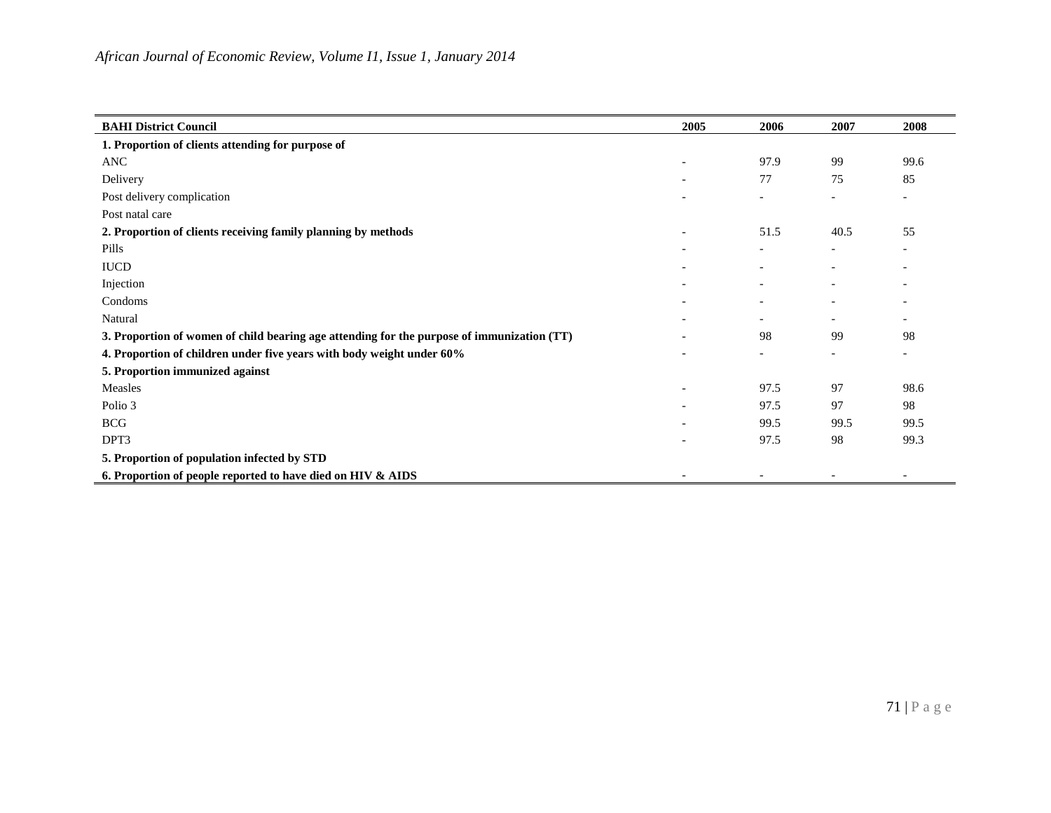| BAHI District Council | 2005 | 2006 | 2007 | 2008 |
|---|---|---|---|---|
| **1. Proportion of clients attending for purpose of** | | | | |
| ANC | - | 97.9 | 99 | 99.6 |
| Delivery | - | 77 | 75 | 85 |
| Post delivery complication | - | - | - | - |
| Post natal care | | | | |
| **2. Proportion of clients receiving family planning by methods** | - | 51.5 | 40.5 | 55 |
| Pills | - | - | - | - |
| IUCD | - | - | - | - |
| Injection | - | - | - | - |
| Condoms | - | - | - | - |
| Natural | - | - | - | - |
| **3. Proportion of women of child bearing age attending for the purpose of immunization (TT)** | - | 98 | 99 | 98 |
| **4. Proportion of children under five years with body weight under 60%** | - | - | - | - |
| **5. Proportion immunized against** | | | | |
| Measles | - | 97.5 | 97 | 98.6 |
| Polio 3 | - | 97.5 | 97 | 98 |
| BCG | - | 99.5 | 99.5 | 99.5 |
| DPT3 | - | 97.5 | 98 | 99.3 |
| **5. Proportion of population infected by STD** | | | | |
| **6. Proportion of people reported to have died on HIV & AIDS** | - | - | - | - |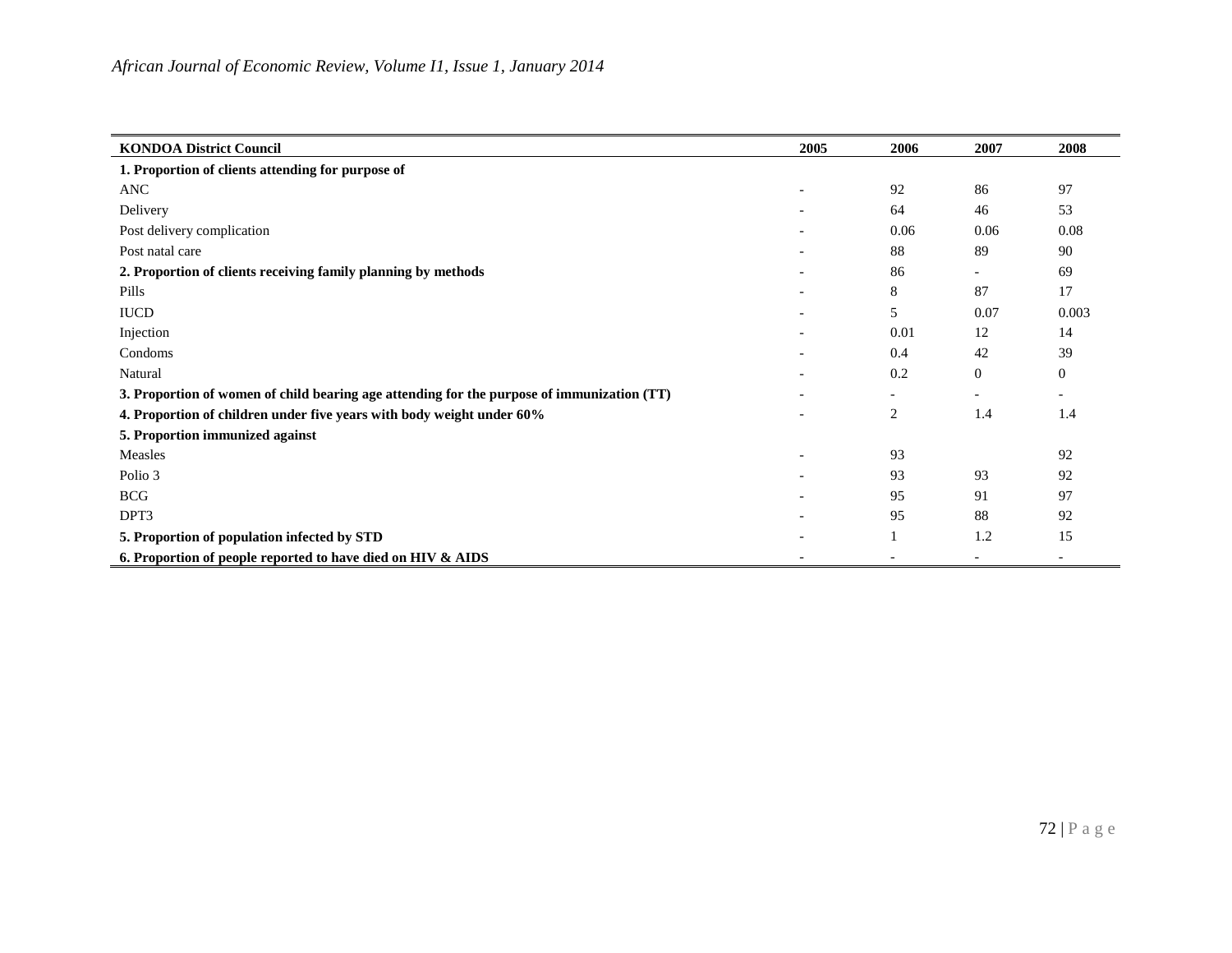| **KONDOA District Council** | **2005** | **2006** | **2007** | **2008** |
|---|---|---|---|---|
| **1. Proportion of clients attending for purpose of** | | | | |
| ANC | - | 92 | 86 | 97 |
| Delivery | - | 64 | 46 | 53 |
| Post delivery complication | - | 0.06 | 0.06 | 0.08 |
| Post natal care | - | 88 | 89 | 90 |
| **2. Proportion of clients receiving family planning by methods** | - | 86 | - | 69 |
| Pills | - | 8 | 87 | 17 |
| IUCD | - | 5 | 0.07 | 0.003 |
| Injection | - | 0.01 | 12 | 14 |
| Condoms | - | 0.4 | 42 | 39 |
| Natural | - | 0.2 | 0 | 0 |
| **3. Proportion of women of child bearing age attending for the purpose of immunization (TT)** | - | - | - | - |
| **4. Proportion of children under five years with body weight under 60%** | - | 2 | 1.4 | 1.4 |
| **5. Proportion immunized against** | | | | |
| Measles | - | 93 | | 92 |
| Polio 3 | - | 93 | 93 | 92 |
| BCG | - | 95 | 91 | 97 |
| DPT3 | - | 95 | 88 | 92 |
| **5. Proportion of population infected by STD** | - | 1 | 1.2 | 15 |
| **6. Proportion of people reported to have died on HIV & AIDS** | - | - | - | - |